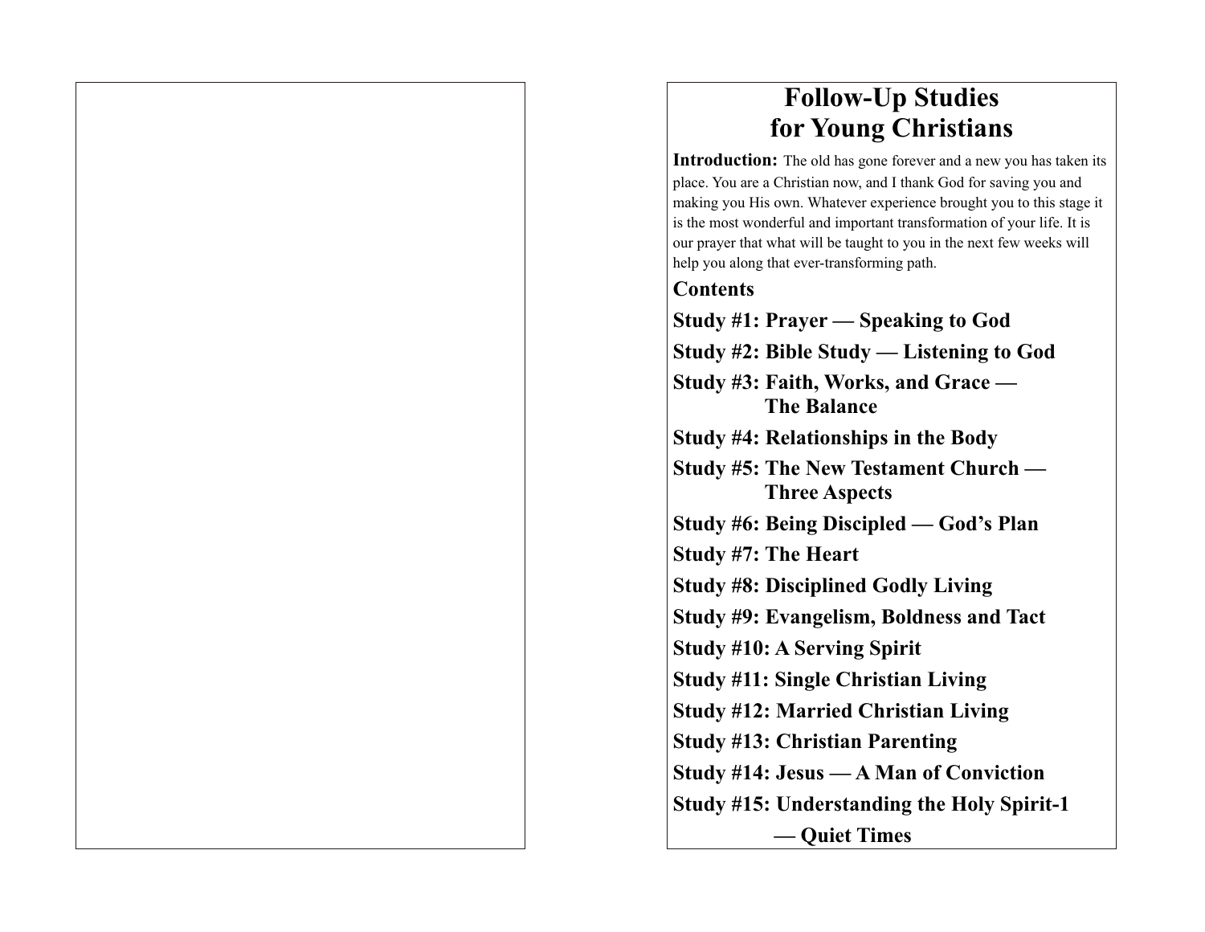# Follow-Up Studies for Young Christians

**Introduction:** The old has gone forever and a new you has taken its place. You are a Christian now, and I thank God for saving you and making you His own. Whatever experience brought you to this stage it is the most wonderful and important transformation of your life. It is our prayer that what will be taught to you in the next few weeks will help you along that ever-transforming path.

## Contents

**Study #1: Prayer — Speaking to God**

**Study #2: Bible Study — Listening to God**

**Study #3: Faith, Works, and Grace — The Balance**

**Study #4: Relationships in the Body**

**Study #5: The New Testament Church — Three Aspects**

**Study #6: Being Discipled — God's Plan**

**Study #7: The Heart**

**Study #8: Disciplined Godly Living**

**Study #9: Evangelism, Boldness and Tact**

**Study #10: A Serving Spirit**

**Study #11: Single Christian Living**

**Study #12: Married Christian Living**

**Study #13: Christian Parenting**

**Study #14: Jesus — A Man of Conviction**

**Study #15: Understanding the Holy Spirit-1 — Quiet Times**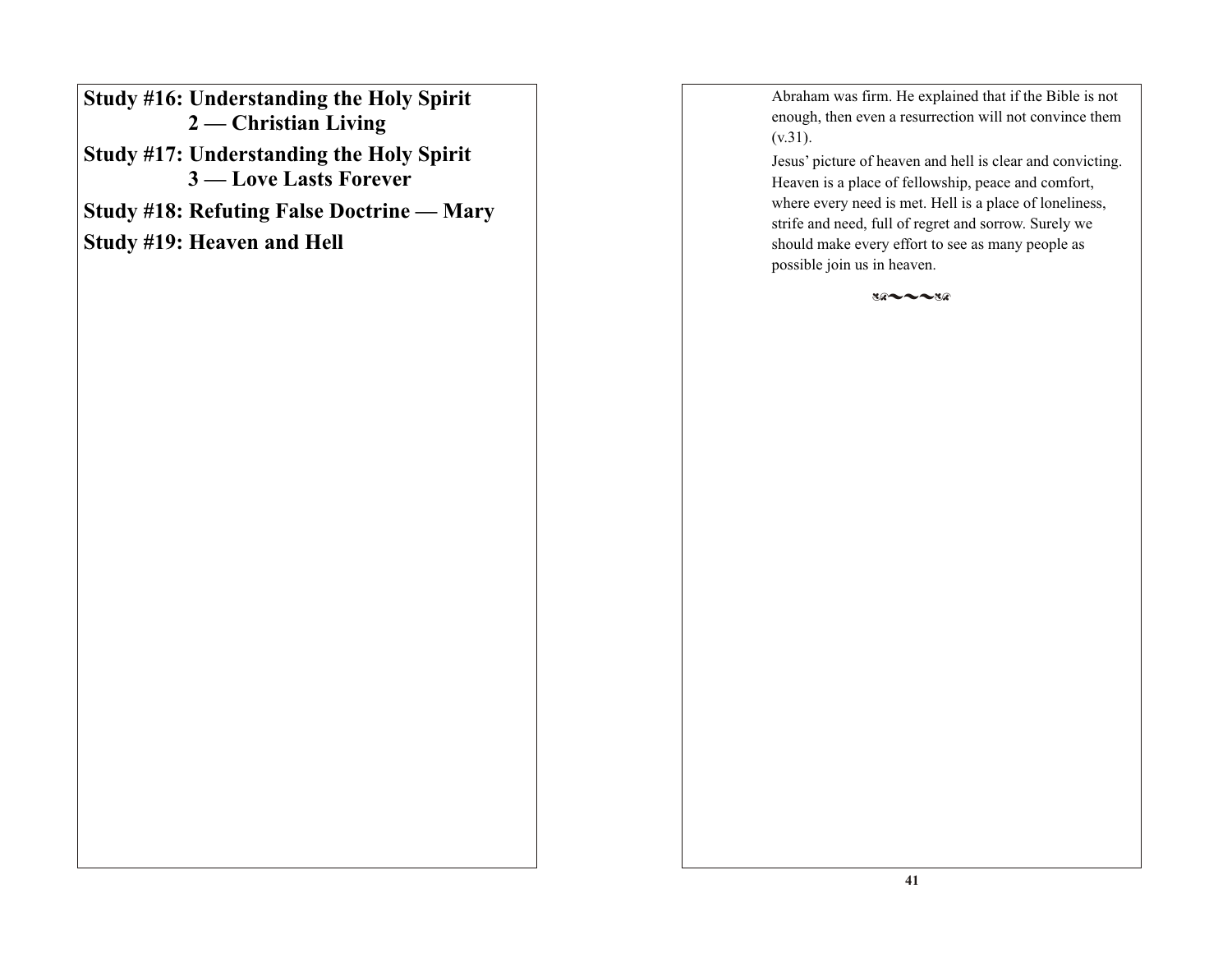**Study #16: Understanding the Holy Spirit 2 — Christian Living**

**Study #17: Understanding the Holy Spirit 3 — Love Lasts Forever**

**Study #18: Refuting False Doctrine — Mary**

**Study #19: Heaven and Hell**

Abraham was firm. He explained that if the Bible is not enough, then even a resurrection will not convince them (v.31).

Jesus' picture of heaven and hell is clear and convicting. Heaven is a place of fellowship, peace and comfort, where every need is met. Hell is a place of loneliness, strife and need, full of regret and sorrow. Surely we should make every effort to see as many people as possible join us in heaven.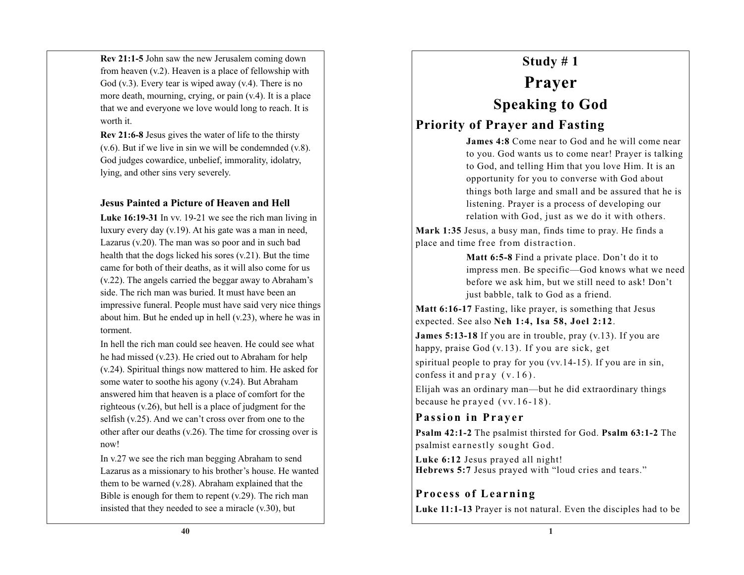**Rev 21:1-5** John saw the new Jerusalem coming down from heaven (v.2). Heaven is a place of fellowship with God (v.3). Every tear is wiped away (v.4). There is no more death, mourning, crying, or pain (v.4). It is a place that we and everyone we love would long to reach. It is worth it.

**Rev 21:6-8** Jesus gives the water of life to the thirsty (v.6). But if we live in sin we will be condemnded (v.8). God judges cowardice, unbelief, immorality, idolatry, lying, and other sins very severely.

### Jesus Painted a Picture of Heaven and Hell

**Luke 16:19-31** In vv. 19-21 we see the rich man living in luxury every day (v.19). At his gate was a man in need, Lazarus (v.20). The man was so poor and in such bad health that the dogs licked his sores (v.21). But the time came for both of their deaths, as it will also come for us (v.22). The angels carried the beggar away to Abraham's side. The rich man was buried. It must have been an impressive funeral. People must have said very nice things about him. But he ended up in hell (v.23), where he was in torment.

In hell the rich man could see heaven. He could see what he had missed (v.23). He cried out to Abraham for help (v.24). Spiritual things now mattered to him. He asked for some water to soothe his agony (v.24). But Abraham answered him that heaven is a place of comfort for the righteous (v.26), but hell is a place of judgment for the selfish (v.25). And we can't cross over from one to the other after our deaths (v.26). The time for crossing over is now!

In v.27 we see the rich man begging Abraham to send Lazarus as a missionary to his brother's house. He wanted them to be warned (v.28). Abraham explained that the Bible is enough for them to repent (v.29). The rich man insisted that they needed to see a miracle (v.30), but

# Study # 1

# Prayer

## Speaking to God

### Priority of Prayer and Fasting

**James 4:8** Come near to God and he will come near to you. God wants us to come near! Prayer is talking to God, and telling Him that you love Him. It is an opportunity for you to converse with God about things both large and small and be assured that he is listening. Prayer is a process of developing our relation with God, just as we do it with others.

**Mark 1:35** Jesus, a busy man, finds time to pray. He finds a place and time free from distraction.

**Matt 6:5-8** Find a private place. Don't do it to impress men. Be specific—God knows what we need before we ask him, but we still need to ask! Don't just babble, talk to God as a friend.

**Matt 6:16-17** Fasting, like prayer, is something that Jesus expected. See also **Neh 1:4, Isa 58, Joel 2:12**.

**James 5:13-18** If you are in trouble, pray (v.13). If you are happy, praise God (v.13). If you are sick, get spiritual people to pray for you (vv.14-15). If you are in sin, confess it and pray (v.16).

Elijah was an ordinary man—but he did extraordinary things because he prayed (vv.16-18).

### Passion in Prayer

**Psalm 42:1-2** The psalmist thirsted for God. **Psalm 63:1-2** The psalmist earnestly sought God.

**Luke 6:12** Jesus prayed all night!
**Hebrews 5:7** Jesus prayed with "loud cries and tears."

### Process of Learning

**Luke 11:1-13** Prayer is not natural. Even the disciples had to be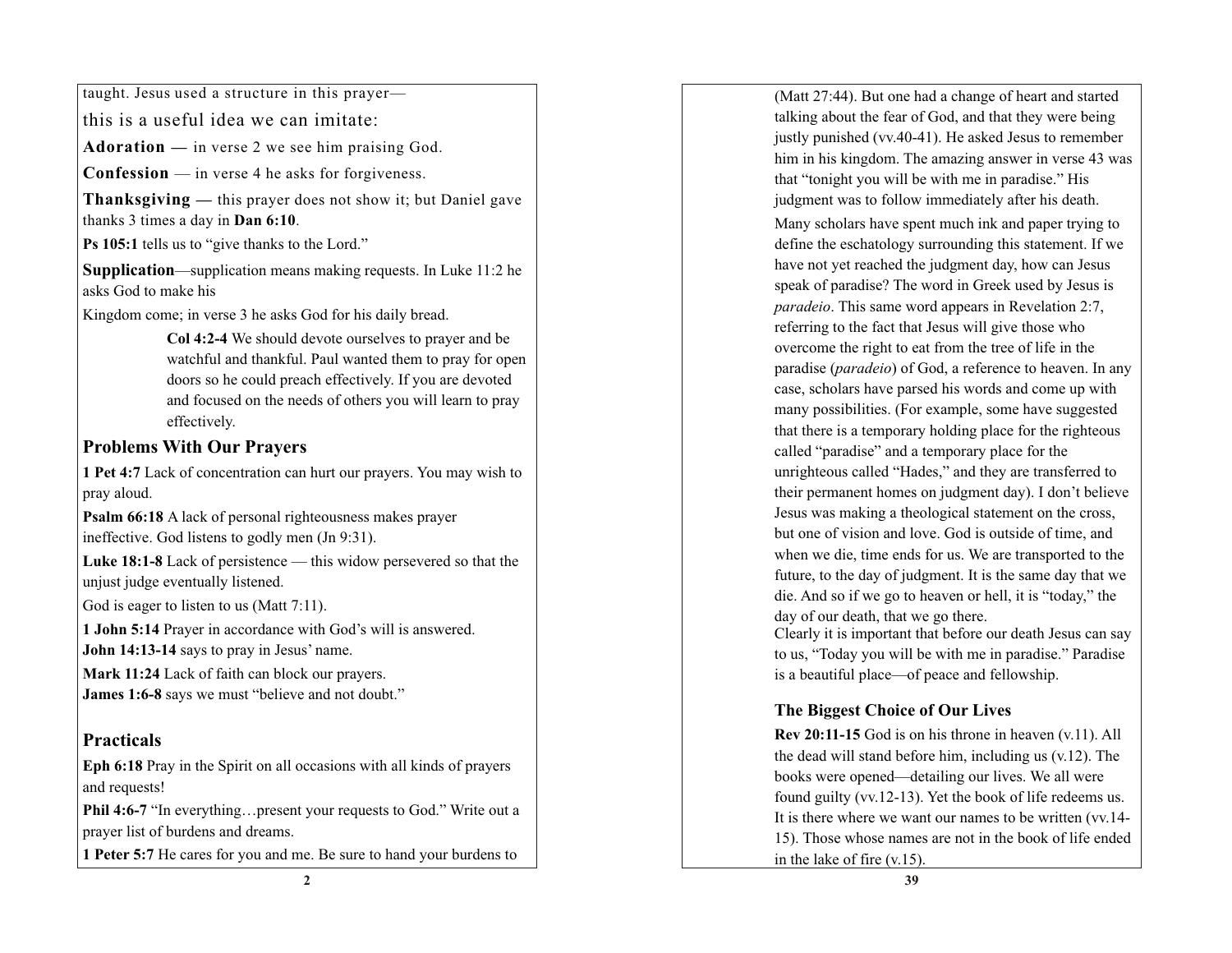taught. Jesus used a structure in this prayer—

this is a useful idea we can imitate:

**Adoration —** in verse 2 we see him praising God.

**Confession** — in verse 4 he asks for forgiveness.

**Thanksgiving —** this prayer does not show it; but Daniel gave thanks 3 times a day in **Dan 6:10**.

**Ps 105:1** tells us to "give thanks to the Lord."

**Supplication**—supplication means making requests. In Luke 11:2 he asks God to make his

Kingdom come; in verse 3 he asks God for his daily bread.

> **Col 4:2-4** We should devote ourselves to prayer and be watchful and thankful. Paul wanted them to pray for open doors so he could preach effectively. If you are devoted and focused on the needs of others you will learn to pray effectively.

## Problems With Our Prayers

**1 Pet 4:7** Lack of concentration can hurt our prayers. You may wish to pray aloud.

**Psalm 66:18** A lack of personal righteousness makes prayer ineffective. God listens to godly men (Jn 9:31).

**Luke 18:1-8** Lack of persistence — this widow persevered so that the unjust judge eventually listened.

God is eager to listen to us (Matt 7:11).

**1 John 5:14** Prayer in accordance with God's will is answered.

**John 14:13-14** says to pray in Jesus' name.

**Mark 11:24** Lack of faith can block our prayers.

**James 1:6-8** says we must "believe and not doubt."

## Practicals

**Eph 6:18** Pray in the Spirit on all occasions with all kinds of prayers and requests!

**Phil 4:6-7** "In everything…present your requests to God." Write out a prayer list of burdens and dreams.

**1 Peter 5:7** He cares for you and me. Be sure to hand your burdens to

(Matt 27:44). But one had a change of heart and started talking about the fear of God, and that they were being justly punished (vv.40-41). He asked Jesus to remember him in his kingdom. The amazing answer in verse 43 was that "tonight you will be with me in paradise." His judgment was to follow immediately after his death.

Many scholars have spent much ink and paper trying to define the eschatology surrounding this statement. If we have not yet reached the judgment day, how can Jesus speak of paradise? The word in Greek used by Jesus is *paradeio*. This same word appears in Revelation 2:7, referring to the fact that Jesus will give those who overcome the right to eat from the tree of life in the paradise (*paradeio*) of God, a reference to heaven. In any case, scholars have parsed his words and come up with many possibilities. (For example, some have suggested that there is a temporary holding place for the righteous called "paradise" and a temporary place for the unrighteous called "Hades," and they are transferred to their permanent homes on judgment day). I don't believe Jesus was making a theological statement on the cross, but one of vision and love. God is outside of time, and when we die, time ends for us. We are transported to the future, to the day of judgment. It is the same day that we die. And so if we go to heaven or hell, it is "today," the day of our death, that we go there.

Clearly it is important that before our death Jesus can say to us, "Today you will be with me in paradise." Paradise is a beautiful place—of peace and fellowship.

### The Biggest Choice of Our Lives

**Rev 20:11-15** God is on his throne in heaven (v.11). All the dead will stand before him, including us (v.12). The books were opened—detailing our lives. We all were found guilty (vv.12-13). Yet the book of life redeems us. It is there where we want our names to be written (vv.14-15). Those whose names are not in the book of life ended in the lake of fire (v.15).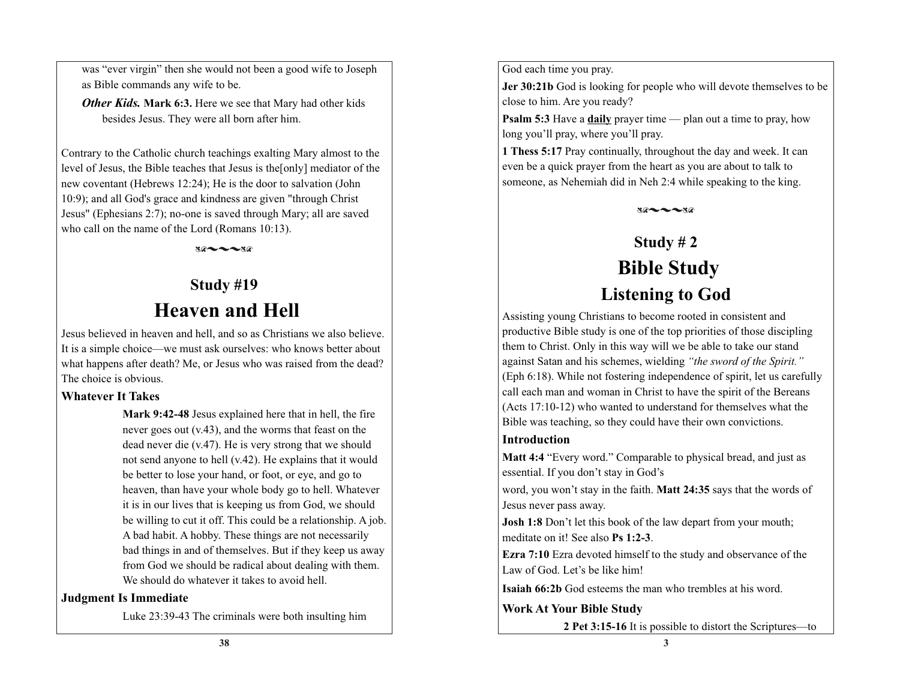was "ever virgin" then she would not been a good wife to Joseph as Bible commands any wife to be.

***Other Kids.*** **Mark 6:3.** Here we see that Mary had other kids besides Jesus. They were all born after him.

Contrary to the Catholic church teachings exalting Mary almost to the level of Jesus, the Bible teaches that Jesus is the[only] mediator of the new coventant (Hebrews 12:24); He is the door to salvation (John 10:9); and all God's grace and kindness are given "through Christ Jesus" (Ephesians 2:7); no-one is saved through Mary; all are saved who call on the name of the Lord (Romans 10:13).

## Study #19

# Heaven and Hell

Jesus believed in heaven and hell, and so as Christians we also believe. It is a simple choice—we must ask ourselves: who knows better about what happens after death? Me, or Jesus who was raised from the dead? The choice is obvious.

### Whatever It Takes

**Mark 9:42-48** Jesus explained here that in hell, the fire never goes out (v.43), and the worms that feast on the dead never die (v.47). He is very strong that we should not send anyone to hell (v.42). He explains that it would be better to lose your hand, or foot, or eye, and go to heaven, than have your whole body go to hell. Whatever it is in our lives that is keeping us from God, we should be willing to cut it off. This could be a relationship. A job. A bad habit. A hobby. These things are not necessarily bad things in and of themselves. But if they keep us away from God we should be radical about dealing with them. We should do whatever it takes to avoid hell.

### Judgment Is Immediate

Luke 23:39-43 The criminals were both insulting him

God each time you pray.

**Jer 30:21b** God is looking for people who will devote themselves to be close to him. Are you ready?

**Psalm 5:3** Have a **daily** prayer time — plan out a time to pray, how long you'll pray, where you'll pray.

**1 Thess 5:17** Pray continually, throughout the day and week. It can even be a quick prayer from the heart as you are about to talk to someone, as Nehemiah did in Neh 2:4 while speaking to the king.

## Study # 2

# Bible Study

## Listening to God

Assisting young Christians to become rooted in consistent and productive Bible study is one of the top priorities of those discipling them to Christ. Only in this way will we be able to take our stand against Satan and his schemes, wielding *"the sword of the Spirit."* (Eph 6:18). While not fostering independence of spirit, let us carefully call each man and woman in Christ to have the spirit of the Bereans (Acts 17:10-12) who wanted to understand for themselves what the Bible was teaching, so they could have their own convictions.

### Introduction

**Matt 4:4** "Every word." Comparable to physical bread, and just as essential. If you don't stay in God's

word, you won't stay in the faith. **Matt 24:35** says that the words of Jesus never pass away.

**Josh 1:8** Don't let this book of the law depart from your mouth; meditate on it! See also **Ps 1:2-3**.

**Ezra 7:10** Ezra devoted himself to the study and observance of the Law of God. Let's be like him!

**Isaiah 66:2b** God esteems the man who trembles at his word.

### Work At Your Bible Study

**2 Pet 3:15-16** It is possible to distort the Scriptures—to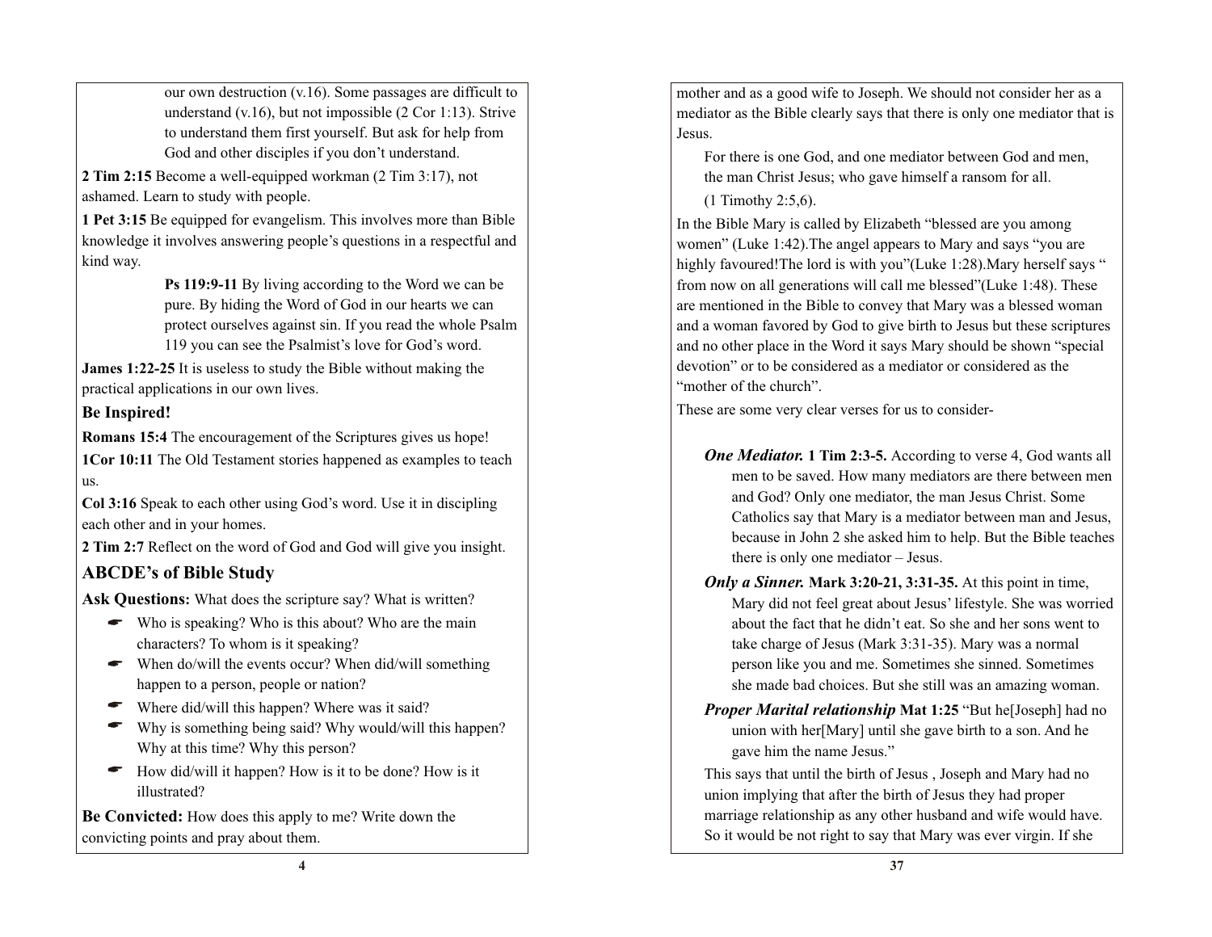our own destruction (v.16). Some passages are difficult to understand (v.16), but not impossible (2 Cor 1:13). Strive to understand them first yourself. But ask for help from God and other disciples if you don't understand.

**2 Tim 2:15** Become a well-equipped workman (2 Tim 3:17), not ashamed. Learn to study with people.

**1 Pet 3:15** Be equipped for evangelism. This involves more than Bible knowledge it involves answering people's questions in a respectful and kind way.

**Ps 119:9-11** By living according to the Word we can be pure. By hiding the Word of God in our hearts we can protect ourselves against sin. If you read the whole Psalm 119 you can see the Psalmist's love for God's word.

**James 1:22-25** It is useless to study the Bible without making the practical applications in our own lives.

## Be Inspired!

**Romans 15:4** The encouragement of the Scriptures gives us hope!

**1Cor 10:11** The Old Testament stories happened as examples to teach us.

**Col 3:16** Speak to each other using God's word. Use it in discipling each other and in your homes.

**2 Tim 2:7** Reflect on the word of God and God will give you insight.

## ABCDE's of Bible Study

**Ask Questions:** What does the scripture say? What is written?

- Who is speaking? Who is this about? Who are the main characters? To whom is it speaking?
- When do/will the events occur? When did/will something happen to a person, people or nation?
- Where did/will this happen? Where was it said?
- Why is something being said? Why would/will this happen? Why at this time? Why this person?
- How did/will it happen? How is it to be done? How is it illustrated?

**Be Convicted:** How does this apply to me? Write down the convicting points and pray about them.

mother and as a good wife to Joseph. We should not consider her as a mediator as the Bible clearly says that there is only one mediator that is Jesus.

> For there is one God, and one mediator between God and men, the man Christ Jesus; who gave himself a ransom for all.
> (1 Timothy 2:5,6).

In the Bible Mary is called by Elizabeth "blessed are you among women" (Luke 1:42).The angel appears to Mary and says "you are highly favoured!The lord is with you"(Luke 1:28).Mary herself says " from now on all generations will call me blessed"(Luke 1:48). These are mentioned in the Bible to convey that Mary was a blessed woman and a woman favored by God to give birth to Jesus but these scriptures and no other place in the Word it says Mary should be shown "special devotion" or to be considered as a mediator or considered as the "mother of the church".

These are some very clear verses for us to consider-

***One Mediator.*** **1 Tim 2:3-5.** According to verse 4, God wants all men to be saved. How many mediators are there between men and God? Only one mediator, the man Jesus Christ. Some Catholics say that Mary is a mediator between man and Jesus, because in John 2 she asked him to help. But the Bible teaches there is only one mediator – Jesus.

***Only a Sinner.*** **Mark 3:20-21, 3:31-35.** At this point in time, Mary did not feel great about Jesus' lifestyle. She was worried about the fact that he didn't eat. So she and her sons went to take charge of Jesus (Mark 3:31-35). Mary was a normal person like you and me. Sometimes she sinned. Sometimes she made bad choices. But she still was an amazing woman.

***Proper Marital relationship*** **Mat 1:25** "But he[Joseph] had no union with her[Mary] until she gave birth to a son. And he gave him the name Jesus."

This says that until the birth of Jesus , Joseph and Mary had no union implying that after the birth of Jesus they had proper marriage relationship as any other husband and wife would have. So it would be not right to say that Mary was ever virgin. If she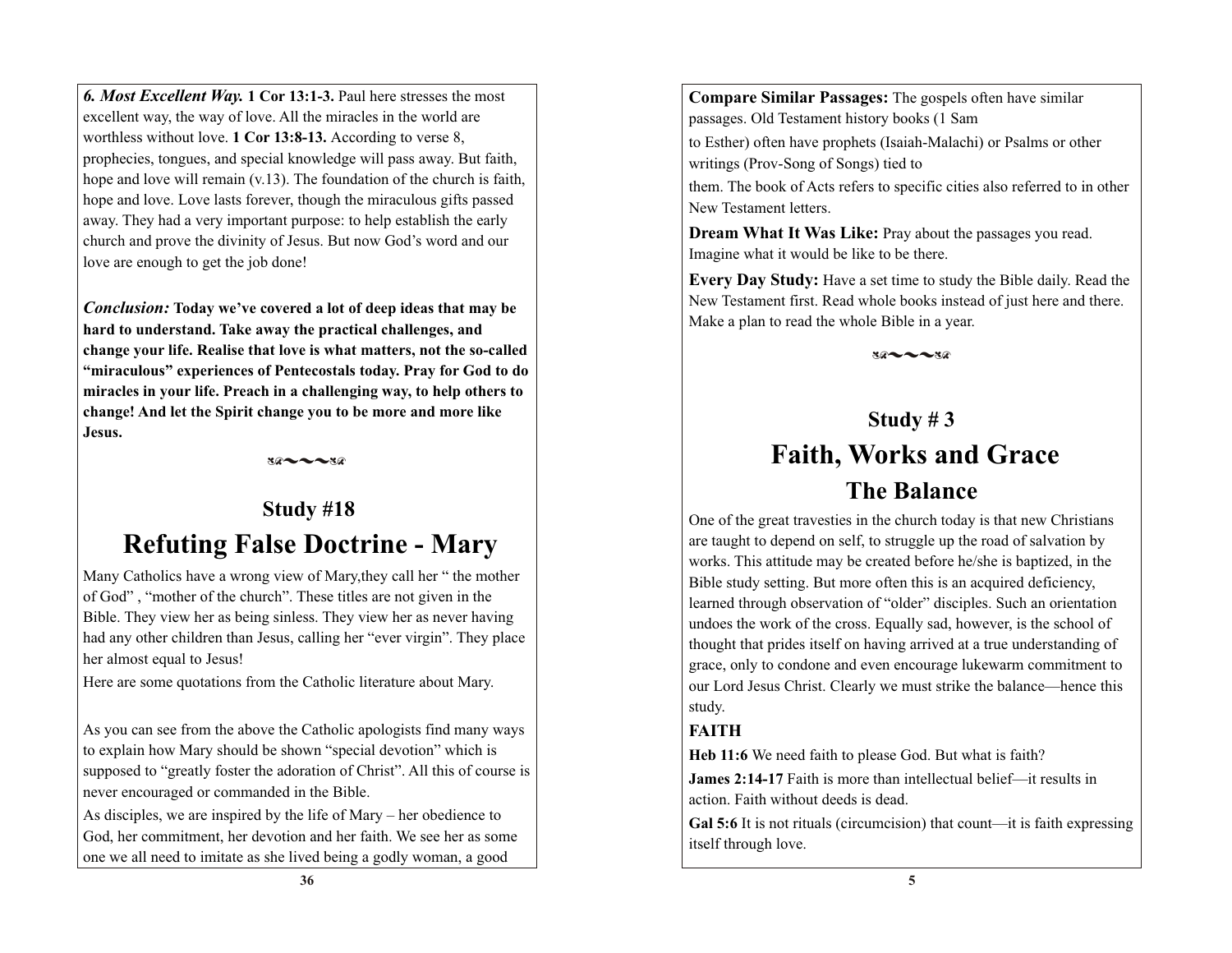***6. Most Excellent Way.*** **1 Cor 13:1-3.** Paul here stresses the most excellent way, the way of love. All the miracles in the world are worthless without love. **1 Cor 13:8-13.** According to verse 8, prophecies, tongues, and special knowledge will pass away. But faith, hope and love will remain (v.13). The foundation of the church is faith, hope and love. Love lasts forever, though the miraculous gifts passed away. They had a very important purpose: to help establish the early church and prove the divinity of Jesus. But now God's word and our love are enough to get the job done!

***Conclusion:*** **Today we've covered a lot of deep ideas that may be hard to understand. Take away the practical challenges, and change your life. Realise that love is what matters, not the so-called "miraculous" experiences of Pentecostals today. Pray for God to do miracles in your life. Preach in a challenging way, to help others to change! And let the Spirit change you to be more and more like Jesus.**

## Study #18

# Refuting False Doctrine - Mary

Many Catholics have a wrong view of Mary,they call her " the mother of God" , "mother of the church". These titles are not given in the Bible. They view her as being sinless. They view her as never having had any other children than Jesus, calling her "ever virgin". They place her almost equal to Jesus!

Here are some quotations from the Catholic literature about Mary.

As you can see from the above the Catholic apologists find many ways to explain how Mary should be shown "special devotion" which is supposed to "greatly foster the adoration of Christ". All this of course is never encouraged or commanded in the Bible.

As disciples, we are inspired by the life of Mary – her obedience to God, her commitment, her devotion and her faith. We see her as some one we all need to imitate as she lived being a godly woman, a good

**Compare Similar Passages:** The gospels often have similar passages. Old Testament history books (1 Sam to Esther) often have prophets (Isaiah-Malachi) or Psalms or other writings (Prov-Song of Songs) tied to them. The book of Acts refers to specific cities also referred to in other New Testament letters.

**Dream What It Was Like:** Pray about the passages you read. Imagine what it would be like to be there.

**Every Day Study:** Have a set time to study the Bible daily. Read the New Testament first. Read whole books instead of just here and there. Make a plan to read the whole Bible in a year.

## Study # 3

# Faith, Works and Grace

## The Balance

One of the great travesties in the church today is that new Christians are taught to depend on self, to struggle up the road of salvation by works. This attitude may be created before he/she is baptized, in the Bible study setting. But more often this is an acquired deficiency, learned through observation of "older" disciples. Such an orientation undoes the work of the cross. Equally sad, however, is the school of thought that prides itself on having arrived at a true understanding of grace, only to condone and even encourage lukewarm commitment to our Lord Jesus Christ. Clearly we must strike the balance—hence this study.

**FAITH**

**Heb 11:6** We need faith to please God. But what is faith?

**James 2:14-17** Faith is more than intellectual belief—it results in action. Faith without deeds is dead.

**Gal 5:6** It is not rituals (circumcision) that count—it is faith expressing itself through love.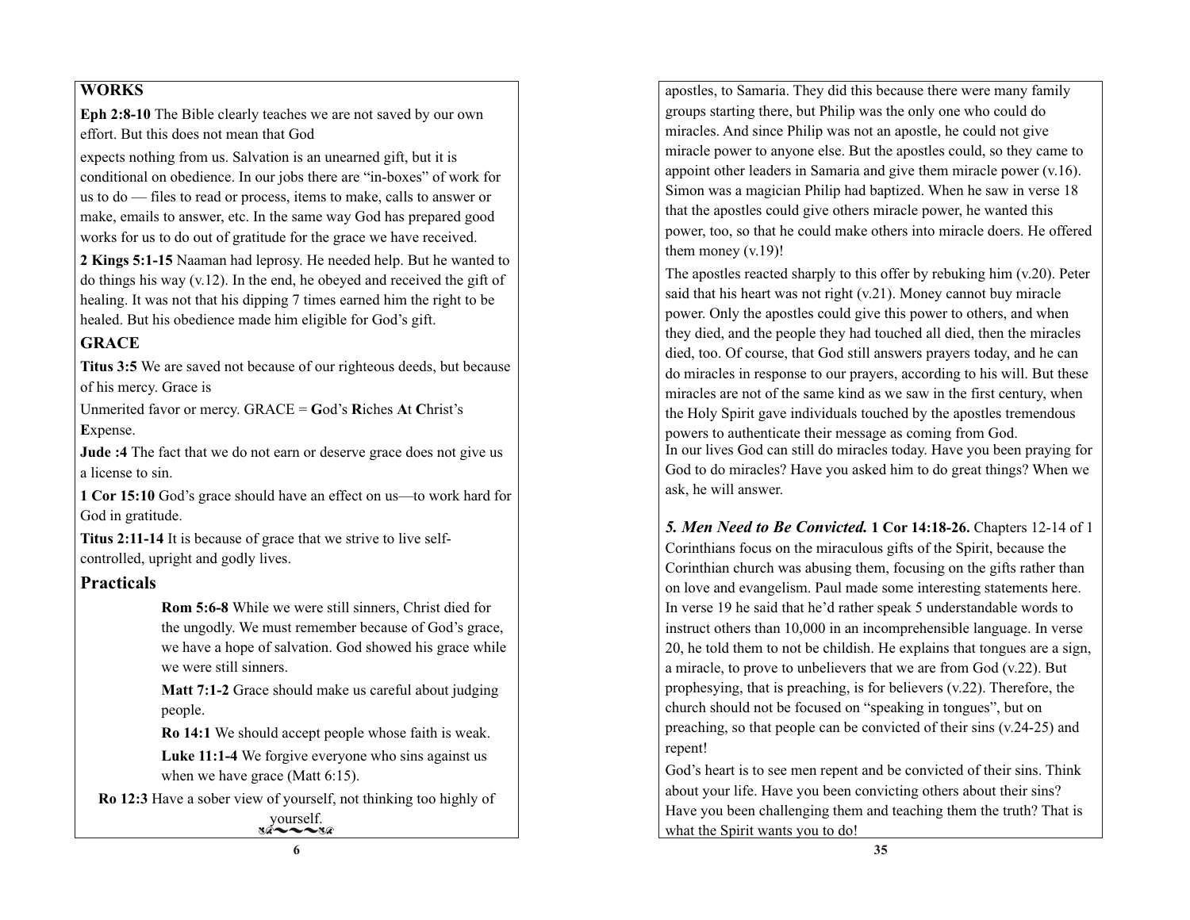## WORKS

**Eph 2:8-10** The Bible clearly teaches we are not saved by our own effort. But this does not mean that God

expects nothing from us. Salvation is an unearned gift, but it is conditional on obedience. In our jobs there are "in-boxes" of work for us to do — files to read or process, items to make, calls to answer or make, emails to answer, etc. In the same way God has prepared good works for us to do out of gratitude for the grace we have received.

**2 Kings 5:1-15** Naaman had leprosy. He needed help. But he wanted to do things his way (v.12). In the end, he obeyed and received the gift of healing. It was not that his dipping 7 times earned him the right to be healed. But his obedience made him eligible for God's gift.

## GRACE

**Titus 3:5** We are saved not because of our righteous deeds, but because of his mercy. Grace is

Unmerited favor or mercy. GRACE = **G**od's **R**iches **A**t **C**hrist's **E**xpense.

**Jude :4** The fact that we do not earn or deserve grace does not give us a license to sin.

**1 Cor 15:10** God's grace should have an effect on us—to work hard for God in gratitude.

**Titus 2:11-14** It is because of grace that we strive to live self-controlled, upright and godly lives.

## Practicals

**Rom 5:6-8** While we were still sinners, Christ died for the ungodly. We must remember because of God's grace, we have a hope of salvation. God showed his grace while we were still sinners.

**Matt 7:1-2** Grace should make us careful about judging people.

**Ro 14:1** We should accept people whose faith is weak.

**Luke 11:1-4** We forgive everyone who sins against us when we have grace (Matt 6:15).

**Ro 12:3** Have a sober view of yourself, not thinking too highly of yourself.

apostles, to Samaria. They did this because there were many family groups starting there, but Philip was the only one who could do miracles. And since Philip was not an apostle, he could not give miracle power to anyone else. But the apostles could, so they came to appoint other leaders in Samaria and give them miracle power (v.16). Simon was a magician Philip had baptized. When he saw in verse 18 that the apostles could give others miracle power, he wanted this power, too, so that he could make others into miracle doers. He offered them money (v.19)!

The apostles reacted sharply to this offer by rebuking him (v.20). Peter said that his heart was not right (v.21). Money cannot buy miracle power. Only the apostles could give this power to others, and when they died, and the people they had touched all died, then the miracles died, too. Of course, that God still answers prayers today, and he can do miracles in response to our prayers, according to his will. But these miracles are not of the same kind as we saw in the first century, when the Holy Spirit gave individuals touched by the apostles tremendous powers to authenticate their message as coming from God.
In our lives God can still do miracles today. Have you been praying for God to do miracles? Have you asked him to do great things? When we ask, he will answer.

***5. Men Need to Be Convicted.*** **1 Cor 14:18-26.** Chapters 12-14 of 1 Corinthians focus on the miraculous gifts of the Spirit, because the Corinthian church was abusing them, focusing on the gifts rather than on love and evangelism. Paul made some interesting statements here. In verse 19 he said that he'd rather speak 5 understandable words to instruct others than 10,000 in an incomprehensible language. In verse 20, he told them to not be childish. He explains that tongues are a sign, a miracle, to prove to unbelievers that we are from God (v.22). But prophesying, that is preaching, is for believers (v.22). Therefore, the church should not be focused on "speaking in tongues", but on preaching, so that people can be convicted of their sins (v.24-25) and repent!

God's heart is to see men repent and be convicted of their sins. Think about your life. Have you been convicting others about their sins? Have you been challenging them and teaching them the truth? That is what the Spirit wants you to do!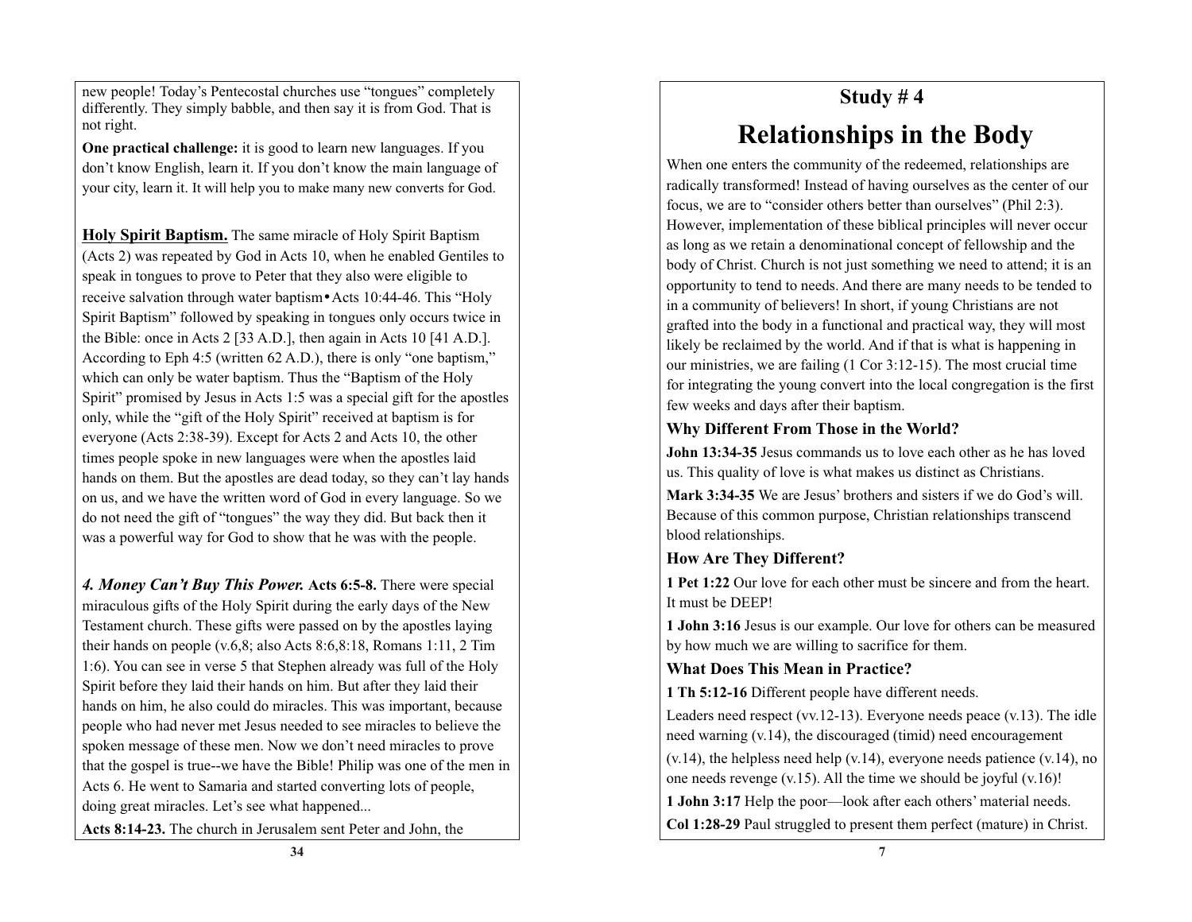new people! Today's Pentecostal churches use "tongues" completely differently. They simply babble, and then say it is from God. That is not right.

**One practical challenge:** it is good to learn new languages. If you don't know English, learn it. If you don't know the main language of your city, learn it. It will help you to make many new converts for God.

**Holy Spirit Baptism.** The same miracle of Holy Spirit Baptism (Acts 2) was repeated by God in Acts 10, when he enabled Gentiles to speak in tongues to prove to Peter that they also were eligible to receive salvation through water baptism• Acts 10:44-46. This "Holy Spirit Baptism" followed by speaking in tongues only occurs twice in the Bible: once in Acts 2 [33 A.D.], then again in Acts 10 [41 A.D.]. According to Eph 4:5 (written 62 A.D.), there is only "one baptism," which can only be water baptism. Thus the "Baptism of the Holy Spirit" promised by Jesus in Acts 1:5 was a special gift for the apostles only, while the "gift of the Holy Spirit" received at baptism is for everyone (Acts 2:38-39). Except for Acts 2 and Acts 10, the other times people spoke in new languages were when the apostles laid hands on them. But the apostles are dead today, so they can't lay hands on us, and we have the written word of God in every language. So we do not need the gift of "tongues" the way they did. But back then it was a powerful way for God to show that he was with the people.

***4. Money Can't Buy This Power.*** **Acts 6:5-8.** There were special miraculous gifts of the Holy Spirit during the early days of the New Testament church. These gifts were passed on by the apostles laying their hands on people (v.6,8; also Acts 8:6,8:18, Romans 1:11, 2 Tim 1:6). You can see in verse 5 that Stephen already was full of the Holy Spirit before they laid their hands on him. But after they laid their hands on him, he also could do miracles. This was important, because people who had never met Jesus needed to see miracles to believe the spoken message of these men. Now we don't need miracles to prove that the gospel is true--we have the Bible! Philip was one of the men in Acts 6. He went to Samaria and started converting lots of people, doing great miracles. Let's see what happened...

**Acts 8:14-23.** The church in Jerusalem sent Peter and John, the

## Study # 4

# Relationships in the Body

When one enters the community of the redeemed, relationships are radically transformed! Instead of having ourselves as the center of our focus, we are to "consider others better than ourselves" (Phil 2:3). However, implementation of these biblical principles will never occur as long as we retain a denominational concept of fellowship and the body of Christ. Church is not just something we need to attend; it is an opportunity to tend to needs. And there are many needs to be tended to in a community of believers! In short, if young Christians are not grafted into the body in a functional and practical way, they will most likely be reclaimed by the world. And if that is what is happening in our ministries, we are failing (1 Cor 3:12-15). The most crucial time for integrating the young convert into the local congregation is the first few weeks and days after their baptism.

### Why Different From Those in the World?

**John 13:34-35** Jesus commands us to love each other as he has loved us. This quality of love is what makes us distinct as Christians.

**Mark 3:34-35** We are Jesus' brothers and sisters if we do God's will. Because of this common purpose, Christian relationships transcend blood relationships.

### How Are They Different?

**1 Pet 1:22** Our love for each other must be sincere and from the heart. It must be DEEP!

**1 John 3:16** Jesus is our example. Our love for others can be measured by how much we are willing to sacrifice for them.

### What Does This Mean in Practice?

**1 Th 5:12-16** Different people have different needs.

Leaders need respect (vv.12-13). Everyone needs peace (v.13). The idle need warning (v.14), the discouraged (timid) need encouragement (v.14), the helpless need help (v.14), everyone needs patience (v.14), no one needs revenge (v.15). All the time we should be joyful (v.16)!

**1 John 3:17** Help the poor—look after each others' material needs.

**Col 1:28-29** Paul struggled to present them perfect (mature) in Christ.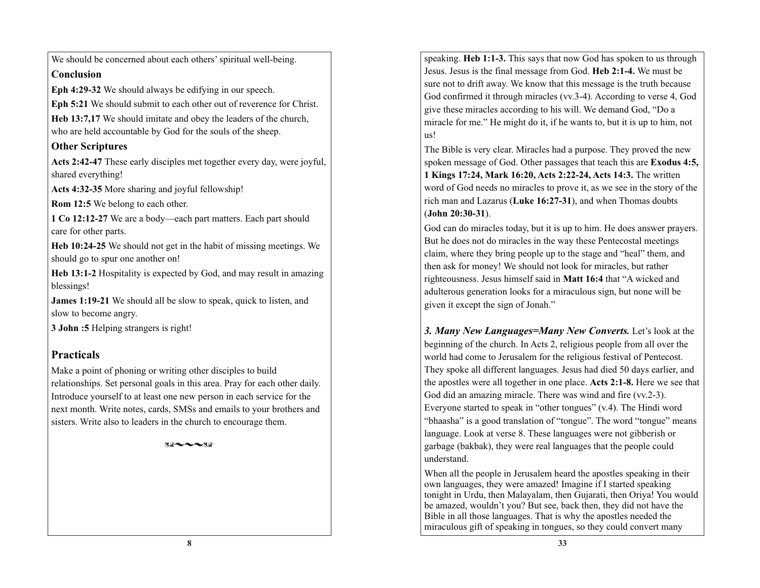We should be concerned about each others' spiritual well-being.

### Conclusion

**Eph 4:29-32** We should always be edifying in our speech.

**Eph 5:21** We should submit to each other out of reverence for Christ.

**Heb 13:7,17** We should imitate and obey the leaders of the church, who are held accountable by God for the souls of the sheep.

### Other Scriptures

**Acts 2:42-47** These early disciples met together every day, were joyful, shared everything!

**Acts 4:32-35** More sharing and joyful fellowship!

**Rom 12:5** We belong to each other.

**1 Co 12:12-27** We are a body—each part matters. Each part should care for other parts.

**Heb 10:24-25** We should not get in the habit of missing meetings. We should go to spur one another on!

**Heb 13:1-2** Hospitality is expected by God, and may result in amazing blessings!

**James 1:19-21** We should all be slow to speak, quick to listen, and slow to become angry.

**3 John :5** Helping strangers is right!

## Practicals

Make a point of phoning or writing other disciples to build relationships. Set personal goals in this area. Pray for each other daily. Introduce yourself to at least one new person in each service for the next month. Write notes, cards, SMSs and emails to your brothers and sisters. Write also to leaders in the church to encourage them.

---

speaking. **Heb 1:1-3.** This says that now God has spoken to us through Jesus. Jesus is the final message from God. **Heb 2:1-4.** We must be sure not to drift away. We know that this message is the truth because God confirmed it through miracles (vv.3-4). According to verse 4, God give these miracles according to his will. We demand God, "Do a miracle for me." He might do it, if he wants to, but it is up to him, not us!

The Bible is very clear. Miracles had a purpose. They proved the new spoken message of God. Other passages that teach this are **Exodus 4:5, 1 Kings 17:24, Mark 16:20, Acts 2:22-24, Acts 14:3.** The written word of God needs no miracles to prove it, as we see in the story of the rich man and Lazarus (**Luke 16:27-31**), and when Thomas doubts (**John 20:30-31**).

God can do miracles today, but it is up to him. He does answer prayers. But he does not do miracles in the way these Pentecostal meetings claim, where they bring people up to the stage and "heal" them, and then ask for money! We should not look for miracles, but rather righteousness. Jesus himself said in **Matt 16:4** that "A wicked and adulterous generation looks for a miraculous sign, but none will be given it except the sign of Jonah."

***3. Many New Languages=Many New Converts.*** Let's look at the beginning of the church. In Acts 2, religious people from all over the world had come to Jerusalem for the religious festival of Pentecost. They spoke all different languages. Jesus had died 50 days earlier, and the apostles were all together in one place. **Acts 2:1-8.** Here we see that God did an amazing miracle. There was wind and fire (vv.2-3). Everyone started to speak in "other tongues" (v.4). The Hindi word "bhaasha" is a good translation of "tongue". The word "tongue" means language. Look at verse 8. These languages were not gibberish or garbage (bakbak), they were real languages that the people could understand.

When all the people in Jerusalem heard the apostles speaking in their own languages, they were amazed! Imagine if I started speaking tonight in Urdu, then Malayalam, then Gujarati, then Oriya! You would be amazed, wouldn't you? But see, back then, they did not have the Bible in all those languages. That is why the apostles needed the miraculous gift of speaking in tongues, so they could convert many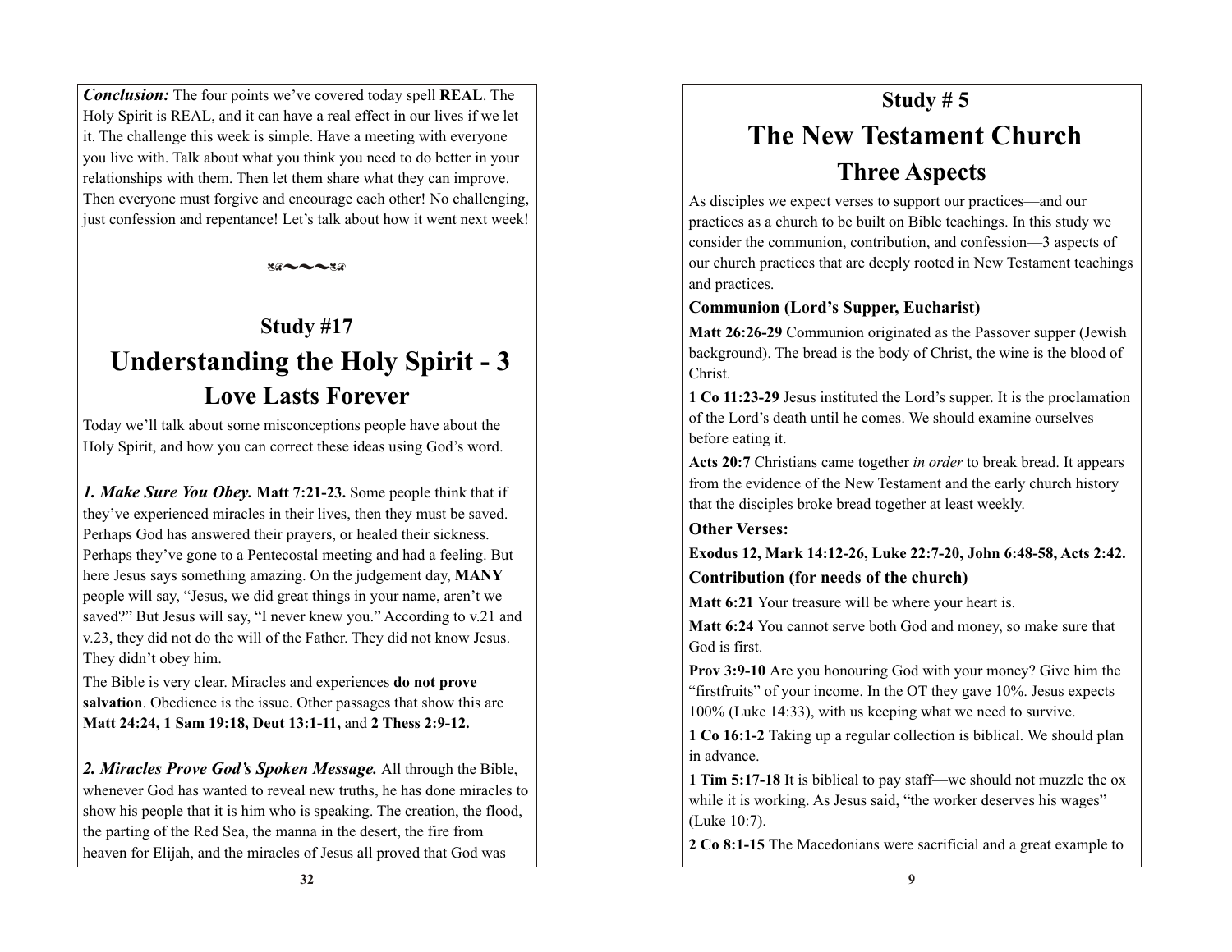***Conclusion:*** The four points we've covered today spell **REAL**. The Holy Spirit is REAL, and it can have a real effect in our lives if we let it. The challenge this week is simple. Have a meeting with everyone you live with. Talk about what you think you need to do better in your relationships with them. Then let them share what they can improve. Then everyone must forgive and encourage each other! No challenging, just confession and repentance! Let's talk about how it went next week!

## Study #17

# Understanding the Holy Spirit - 3

## Love Lasts Forever

Today we'll talk about some misconceptions people have about the Holy Spirit, and how you can correct these ideas using God's word.

***1. Make Sure You Obey.*** **Matt 7:21-23.** Some people think that if they've experienced miracles in their lives, then they must be saved. Perhaps God has answered their prayers, or healed their sickness. Perhaps they've gone to a Pentecostal meeting and had a feeling. But here Jesus says something amazing. On the judgement day, **MANY** people will say, "Jesus, we did great things in your name, aren't we saved?" But Jesus will say, "I never knew you." According to v.21 and v.23, they did not do the will of the Father. They did not know Jesus. They didn't obey him.

The Bible is very clear. Miracles and experiences **do not prove salvation**. Obedience is the issue. Other passages that show this are **Matt 24:24, 1 Sam 19:18, Deut 13:1-11,** and **2 Thess 2:9-12.**

***2. Miracles Prove God's Spoken Message.*** All through the Bible, whenever God has wanted to reveal new truths, he has done miracles to show his people that it is him who is speaking. The creation, the flood, the parting of the Red Sea, the manna in the desert, the fire from heaven for Elijah, and the miracles of Jesus all proved that God was

## Study # 5

# The New Testament Church

## Three Aspects

As disciples we expect verses to support our practices—and our practices as a church to be built on Bible teachings. In this study we consider the communion, contribution, and confession—3 aspects of our church practices that are deeply rooted in New Testament teachings and practices.

### Communion (Lord's Supper, Eucharist)

**Matt 26:26-29** Communion originated as the Passover supper (Jewish background). The bread is the body of Christ, the wine is the blood of Christ.

**1 Co 11:23-29** Jesus instituted the Lord's supper. It is the proclamation of the Lord's death until he comes. We should examine ourselves before eating it.

**Acts 20:7** Christians came together *in order* to break bread. It appears from the evidence of the New Testament and the early church history that the disciples broke bread together at least weekly.

### Other Verses:

**Exodus 12, Mark 14:12-26, Luke 22:7-20, John 6:48-58, Acts 2:42.**

### Contribution (for needs of the church)

**Matt 6:21** Your treasure will be where your heart is.

**Matt 6:24** You cannot serve both God and money, so make sure that God is first.

**Prov 3:9-10** Are you honouring God with your money? Give him the "firstfruits" of your income. In the OT they gave 10%. Jesus expects 100% (Luke 14:33), with us keeping what we need to survive.

**1 Co 16:1-2** Taking up a regular collection is biblical. We should plan in advance.

**1 Tim 5:17-18** It is biblical to pay staff—we should not muzzle the ox while it is working. As Jesus said, "the worker deserves his wages" (Luke 10:7).

**2 Co 8:1-15** The Macedonians were sacrificial and a great example to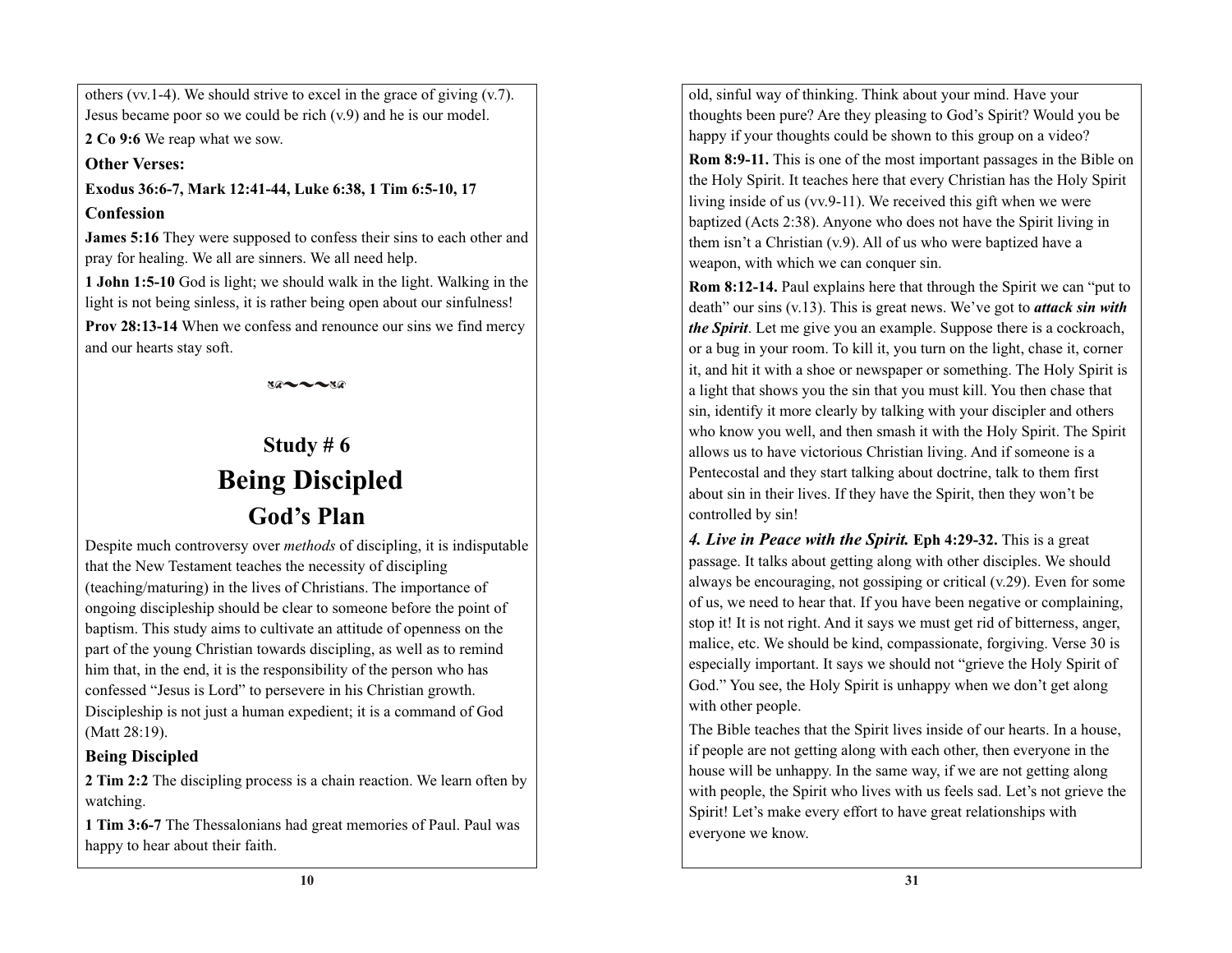others (vv.1-4). We should strive to excel in the grace of giving (v.7). Jesus became poor so we could be rich (v.9) and he is our model.

**2 Co 9:6** We reap what we sow.

**Other Verses:**

**Exodus 36:6-7, Mark 12:41-44, Luke 6:38, 1 Tim 6:5-10, 17**

**Confession**

**James 5:16** They were supposed to confess their sins to each other and pray for healing. We all are sinners. We all need help.

**1 John 1:5-10** God is light; we should walk in the light. Walking in the light is not being sinless, it is rather being open about our sinfulness!

**Prov 28:13-14** When we confess and renounce our sins we find mercy and our hearts stay soft.

~~~

## Study # 6

# Being Discipled

## God's Plan

Despite much controversy over *methods* of discipling, it is indisputable that the New Testament teaches the necessity of discipling (teaching/maturing) in the lives of Christians. The importance of ongoing discipleship should be clear to someone before the point of baptism. This study aims to cultivate an attitude of openness on the part of the young Christian towards discipling, as well as to remind him that, in the end, it is the responsibility of the person who has confessed "Jesus is Lord" to persevere in his Christian growth. Discipleship is not just a human expedient; it is a command of God (Matt 28:19).

### Being Discipled

**2 Tim 2:2** The discipling process is a chain reaction. We learn often by watching.

**1 Tim 3:6-7** The Thessalonians had great memories of Paul. Paul was happy to hear about their faith.

old, sinful way of thinking. Think about your mind. Have your thoughts been pure? Are they pleasing to God's Spirit? Would you be happy if your thoughts could be shown to this group on a video?

**Rom 8:9-11.** This is one of the most important passages in the Bible on the Holy Spirit. It teaches here that every Christian has the Holy Spirit living inside of us (vv.9-11). We received this gift when we were baptized (Acts 2:38). Anyone who does not have the Spirit living in them isn't a Christian (v.9). All of us who were baptized have a weapon, with which we can conquer sin.

**Rom 8:12-14.** Paul explains here that through the Spirit we can "put to death" our sins (v.13). This is great news. We've got to ***attack sin with the Spirit***. Let me give you an example. Suppose there is a cockroach, or a bug in your room. To kill it, you turn on the light, chase it, corner it, and hit it with a shoe or newspaper or something. The Holy Spirit is a light that shows you the sin that you must kill. You then chase that sin, identify it more clearly by talking with your discipler and others who know you well, and then smash it with the Holy Spirit. The Spirit allows us to have victorious Christian living. And if someone is a Pentecostal and they start talking about doctrine, talk to them first about sin in their lives. If they have the Spirit, then they won't be controlled by sin!

***4. Live in Peace with the Spirit.*** **Eph 4:29-32.** This is a great passage. It talks about getting along with other disciples. We should always be encouraging, not gossiping or critical (v.29). Even for some of us, we need to hear that. If you have been negative or complaining, stop it! It is not right. And it says we must get rid of bitterness, anger, malice, etc. We should be kind, compassionate, forgiving. Verse 30 is especially important. It says we should not "grieve the Holy Spirit of God." You see, the Holy Spirit is unhappy when we don't get along with other people.

The Bible teaches that the Spirit lives inside of our hearts. In a house, if people are not getting along with each other, then everyone in the house will be unhappy. In the same way, if we are not getting along with people, the Spirit who lives with us feels sad. Let's not grieve the Spirit! Let's make every effort to have great relationships with everyone we know.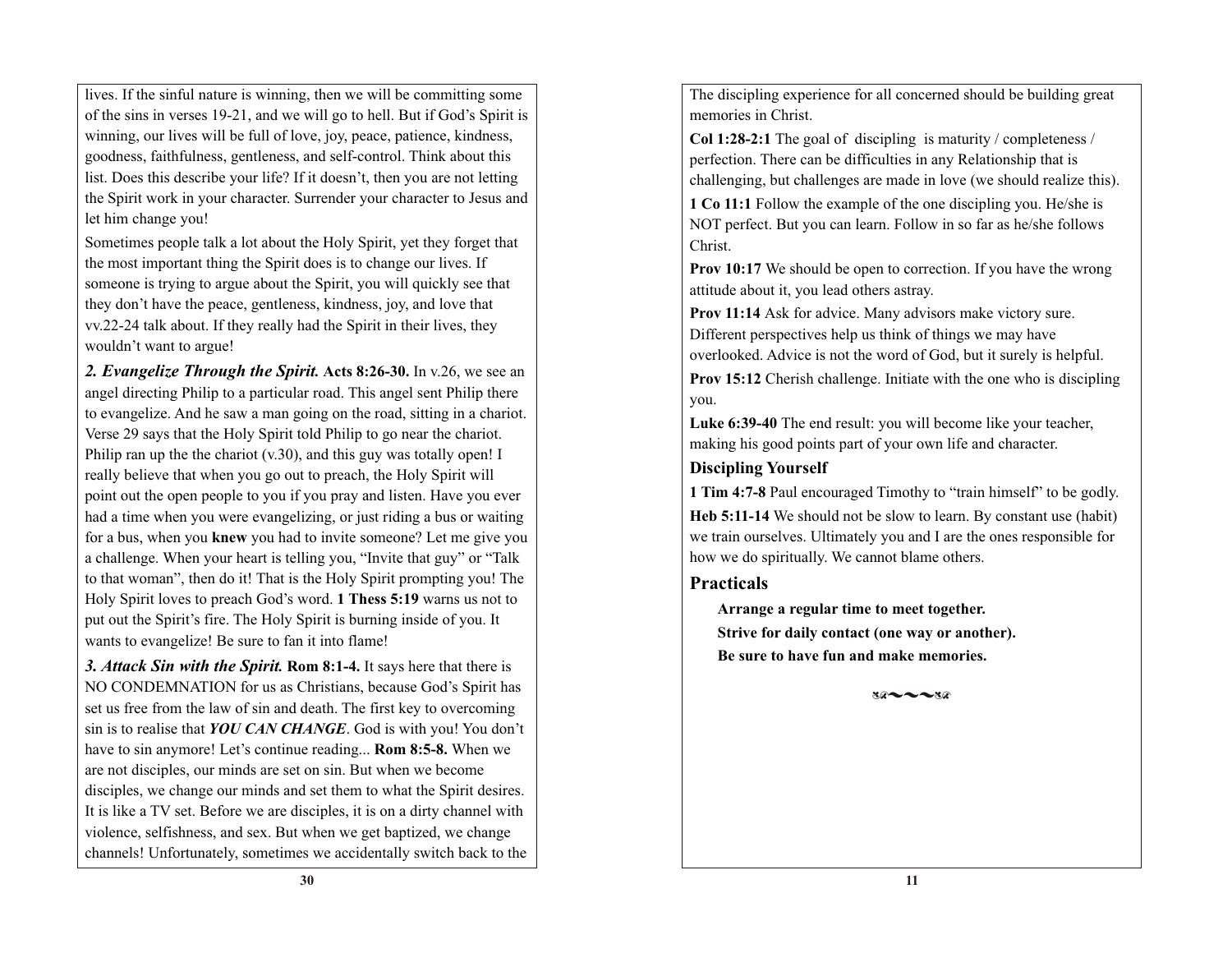lives. If the sinful nature is winning, then we will be committing some of the sins in verses 19-21, and we will go to hell. But if God's Spirit is winning, our lives will be full of love, joy, peace, patience, kindness, goodness, faithfulness, gentleness, and self-control. Think about this list. Does this describe your life? If it doesn't, then you are not letting the Spirit work in your character. Surrender your character to Jesus and let him change you!

Sometimes people talk a lot about the Holy Spirit, yet they forget that the most important thing the Spirit does is to change our lives. If someone is trying to argue about the Spirit, you will quickly see that they don't have the peace, gentleness, kindness, joy, and love that vv.22-24 talk about. If they really had the Spirit in their lives, they wouldn't want to argue!

***2. Evangelize Through the Spirit.*** **Acts 8:26-30.** In v.26, we see an angel directing Philip to a particular road. This angel sent Philip there to evangelize. And he saw a man going on the road, sitting in a chariot. Verse 29 says that the Holy Spirit told Philip to go near the chariot. Philip ran up the the chariot (v.30), and this guy was totally open! I really believe that when you go out to preach, the Holy Spirit will point out the open people to you if you pray and listen. Have you ever had a time when you were evangelizing, or just riding a bus or waiting for a bus, when you **knew** you had to invite someone? Let me give you a challenge. When your heart is telling you, "Invite that guy" or "Talk to that woman", then do it! That is the Holy Spirit prompting you! The Holy Spirit loves to preach God's word. **1 Thess 5:19** warns us not to put out the Spirit's fire. The Holy Spirit is burning inside of you. It wants to evangelize! Be sure to fan it into flame!

***3. Attack Sin with the Spirit.*** **Rom 8:1-4.** It says here that there is NO CONDEMNATION for us as Christians, because God's Spirit has set us free from the law of sin and death. The first key to overcoming sin is to realise that ***YOU CAN CHANGE***. God is with you! You don't have to sin anymore! Let's continue reading... **Rom 8:5-8.** When we are not disciples, our minds are set on sin. But when we become disciples, we change our minds and set them to what the Spirit desires. It is like a TV set. Before we are disciples, it is on a dirty channel with violence, selfishness, and sex. But when we get baptized, we change channels! Unfortunately, sometimes we accidentally switch back to the

The discipling experience for all concerned should be building great memories in Christ.

**Col 1:28-2:1** The goal of discipling is maturity / completeness / perfection. There can be difficulties in any Relationship that is challenging, but challenges are made in love (we should realize this).

**1 Co 11:1** Follow the example of the one discipling you. He/she is NOT perfect. But you can learn. Follow in so far as he/she follows Christ.

**Prov 10:17** We should be open to correction. If you have the wrong attitude about it, you lead others astray.

**Prov 11:14** Ask for advice. Many advisors make victory sure. Different perspectives help us think of things we may have overlooked. Advice is not the word of God, but it surely is helpful.

**Prov 15:12** Cherish challenge. Initiate with the one who is discipling you.

**Luke 6:39-40** The end result: you will become like your teacher, making his good points part of your own life and character.

### Discipling Yourself

**1 Tim 4:7-8** Paul encouraged Timothy to "train himself" to be godly.

**Heb 5:11-14** We should not be slow to learn. By constant use (habit) we train ourselves. Ultimately you and I are the ones responsible for how we do spiritually. We cannot blame others.

## Practicals

**Arrange a regular time to meet together.**

**Strive for daily contact (one way or another).**

**Be sure to have fun and make memories.**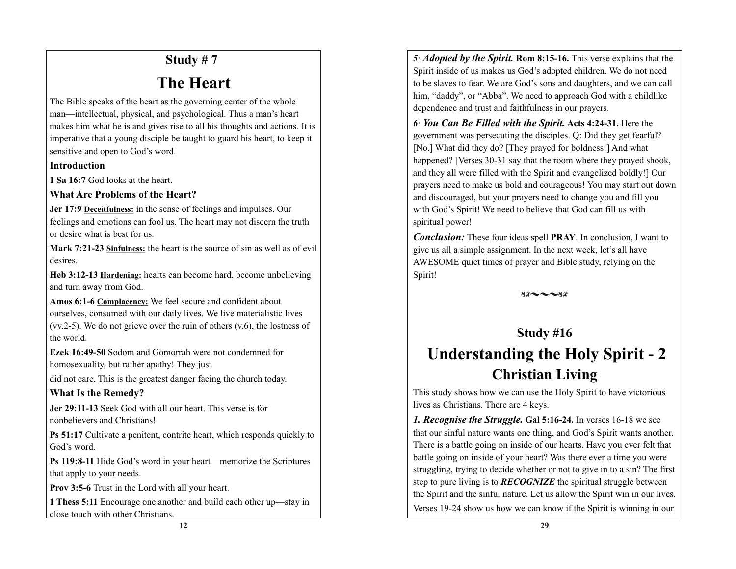## Study # 7

# The Heart

The Bible speaks of the heart as the governing center of the whole man—intellectual, physical, and psychological. Thus a man's heart makes him what he is and gives rise to all his thoughts and actions. It is imperative that a young disciple be taught to guard his heart, to keep it sensitive and open to God's word.

### Introduction

**1 Sa 16:7** God looks at the heart.

### What Are Problems of the Heart?

**Jer 17:9** **Deceitfulness:** in the sense of feelings and impulses. Our feelings and emotions can fool us. The heart may not discern the truth or desire what is best for us.

**Mark 7:21-23** **Sinfulness:** the heart is the source of sin as well as of evil desires.

**Heb 3:12-13** **Hardening:** hearts can become hard, become unbelieving and turn away from God.

**Amos 6:1-6** **Complacency:** We feel secure and confident about ourselves, consumed with our daily lives. We live materialistic lives (vv.2-5). We do not grieve over the ruin of others (v.6), the lostness of the world.

**Ezek 16:49-50** Sodom and Gomorrah were not condemned for homosexuality, but rather apathy! They just did not care. This is the greatest danger facing the church today.

### What Is the Remedy?

**Jer 29:11-13** Seek God with all our heart. This verse is for nonbelievers and Christians!

**Ps 51:17** Cultivate a penitent, contrite heart, which responds quickly to God's word.

**Ps 119:8-11** Hide God's word in your heart—memorize the Scriptures that apply to your needs.

**Prov 3:5-6** Trust in the Lord with all your heart.

**1 Thess 5:11** Encourage one another and build each other up—stay in close touch with other Christians.

***5· Adopted by the Spirit.*** **Rom 8:15-16.** This verse explains that the Spirit inside of us makes us God's adopted children. We do not need to be slaves to fear. We are God's sons and daughters, and we can call him, "daddy", or "Abba". We need to approach God with a childlike dependence and trust and faithfulness in our prayers.

***6· You Can Be Filled with the Spirit.*** **Acts 4:24-31.** Here the government was persecuting the disciples. Q: Did they get fearful? [No.] What did they do? [They prayed for boldness!] And what happened? [Verses 30-31 say that the room where they prayed shook, and they all were filled with the Spirit and evangelized boldly!] Our prayers need to make us bold and courageous! You may start out down and discouraged, but your prayers need to change you and fill you with God's Spirit! We need to believe that God can fill us with spiritual power!

***Conclusion:*** These four ideas spell **PRAY**. In conclusion, I want to give us all a simple assignment. In the next week, let's all have AWESOME quiet times of prayer and Bible study, relying on the Spirit!

## Study #16

# Understanding the Holy Spirit - 2

## Christian Living

This study shows how we can use the Holy Spirit to have victorious lives as Christians. There are 4 keys.

***1. Recognise the Struggle.*** **Gal 5:16-24.** In verses 16-18 we see that our sinful nature wants one thing, and God's Spirit wants another. There is a battle going on inside of our hearts. Have you ever felt that battle going on inside of your heart? Was there ever a time you were struggling, trying to decide whether or not to give in to a sin? The first step to pure living is to ***RECOGNIZE*** the spiritual struggle between the Spirit and the sinful nature. Let us allow the Spirit win in our lives. Verses 19-24 show us how we can know if the Spirit is winning in our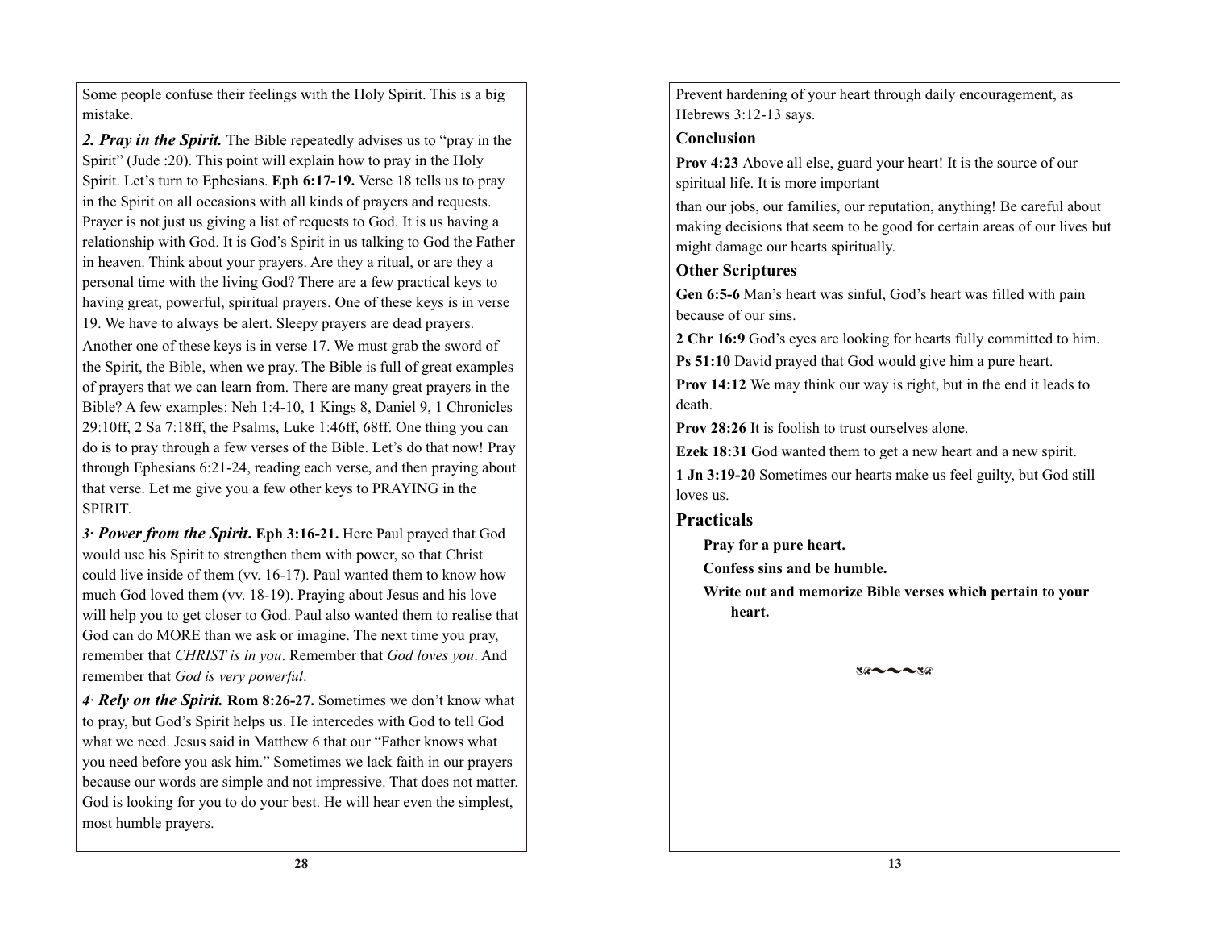Some people confuse their feelings with the Holy Spirit. This is a big mistake.

***2. Pray in the Spirit.*** The Bible repeatedly advises us to "pray in the Spirit" (Jude :20). This point will explain how to pray in the Holy Spirit. Let's turn to Ephesians. **Eph 6:17-19.** Verse 18 tells us to pray in the Spirit on all occasions with all kinds of prayers and requests. Prayer is not just us giving a list of requests to God. It is us having a relationship with God. It is God's Spirit in us talking to God the Father in heaven. Think about your prayers. Are they a ritual, or are they a personal time with the living God? There are a few practical keys to having great, powerful, spiritual prayers. One of these keys is in verse 19. We have to always be alert. Sleepy prayers are dead prayers. Another one of these keys is in verse 17. We must grab the sword of the Spirit, the Bible, when we pray. The Bible is full of great examples of prayers that we can learn from. There are many great prayers in the Bible? A few examples: Neh 1:4-10, 1 Kings 8, Daniel 9, 1 Chronicles 29:10ff, 2 Sa 7:18ff, the Psalms, Luke 1:46ff, 68ff. One thing you can do is to pray through a few verses of the Bible. Let's do that now! Pray through Ephesians 6:21-24, reading each verse, and then praying about that verse. Let me give you a few other keys to PRAYING in the SPIRIT.

***3· Power from the Spirit.*** **Eph 3:16-21.** Here Paul prayed that God would use his Spirit to strengthen them with power, so that Christ could live inside of them (vv. 16-17). Paul wanted them to know how much God loved them (vv. 18-19). Praying about Jesus and his love will help you to get closer to God. Paul also wanted them to realise that God can do MORE than we ask or imagine. The next time you pray, remember that *CHRIST is in you*. Remember that *God loves you*. And remember that *God is very powerful*.

***4· Rely on the Spirit.*** **Rom 8:26-27.** Sometimes we don't know what to pray, but God's Spirit helps us. He intercedes with God to tell God what we need. Jesus said in Matthew 6 that our "Father knows what you need before you ask him." Sometimes we lack faith in our prayers because our words are simple and not impressive. That does not matter. God is looking for you to do your best. He will hear even the simplest, most humble prayers.

Prevent hardening of your heart through daily encouragement, as Hebrews 3:12-13 says.

### Conclusion

**Prov 4:23** Above all else, guard your heart! It is the source of our spiritual life. It is more important

than our jobs, our families, our reputation, anything! Be careful about making decisions that seem to be good for certain areas of our lives but might damage our hearts spiritually.

### Other Scriptures

**Gen 6:5-6** Man's heart was sinful, God's heart was filled with pain because of our sins.

**2 Chr 16:9** God's eyes are looking for hearts fully committed to him.

**Ps 51:10** David prayed that God would give him a pure heart.

**Prov 14:12** We may think our way is right, but in the end it leads to death.

**Prov 28:26** It is foolish to trust ourselves alone.

**Ezek 18:31** God wanted them to get a new heart and a new spirit.

**1 Jn 3:19-20** Sometimes our hearts make us feel guilty, but God still loves us.

## Practicals

**Pray for a pure heart.**

**Confess sins and be humble.**

**Write out and memorize Bible verses which pertain to your heart.**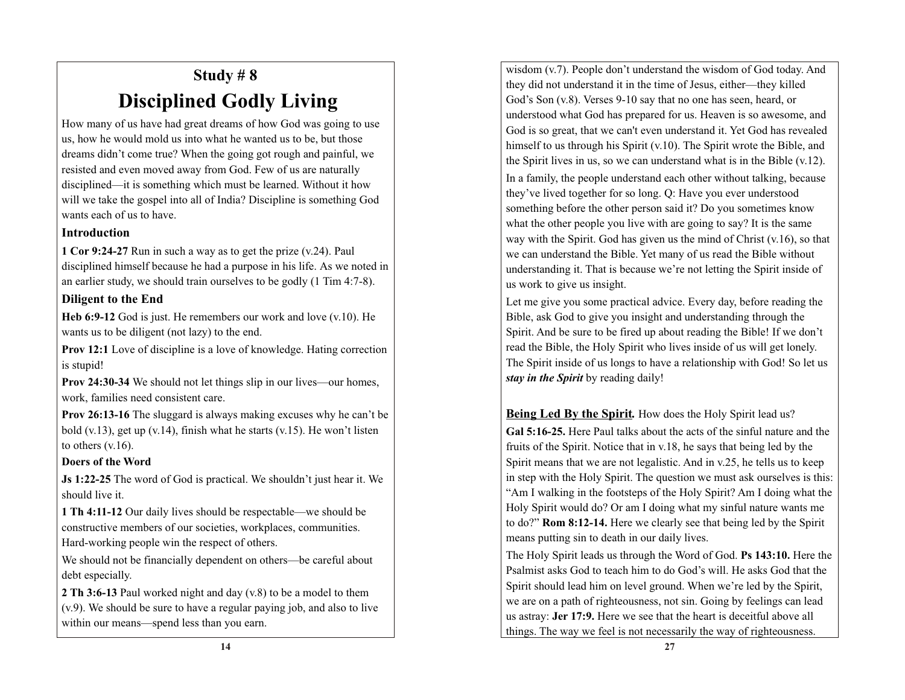# Study # 8

## Disciplined Godly Living

How many of us have had great dreams of how God was going to use us, how he would mold us into what he wanted us to be, but those dreams didn't come true? When the going got rough and painful, we resisted and even moved away from God. Few of us are naturally disciplined—it is something which must be learned. Without it how will we take the gospel into all of India? Discipline is something God wants each of us to have.

### Introduction

**1 Cor 9:24-27** Run in such a way as to get the prize (v.24). Paul disciplined himself because he had a purpose in his life. As we noted in an earlier study, we should train ourselves to be godly (1 Tim 4:7-8).

### Diligent to the End

**Heb 6:9-12** God is just. He remembers our work and love (v.10). He wants us to be diligent (not lazy) to the end.

**Prov 12:1** Love of discipline is a love of knowledge. Hating correction is stupid!

**Prov 24:30-34** We should not let things slip in our lives—our homes, work, families need consistent care.

**Prov 26:13-16** The sluggard is always making excuses why he can't be bold (v.13), get up (v.14), finish what he starts (v.15). He won't listen to others (v.16).

**Doers of the Word**

**Js 1:22-25** The word of God is practical. We shouldn't just hear it. We should live it.

**1 Th 4:11-12** Our daily lives should be respectable—we should be constructive members of our societies, workplaces, communities. Hard-working people win the respect of others.

We should not be financially dependent on others—be careful about debt especially.

**2 Th 3:6-13** Paul worked night and day (v.8) to be a model to them (v.9). We should be sure to have a regular paying job, and also to live within our means—spend less than you earn.

wisdom (v.7). People don't understand the wisdom of God today. And they did not understand it in the time of Jesus, either—they killed God's Son (v.8). Verses 9-10 say that no one has seen, heard, or understood what God has prepared for us. Heaven is so awesome, and God is so great, that we can't even understand it. Yet God has revealed himself to us through his Spirit (v.10). The Spirit wrote the Bible, and the Spirit lives in us, so we can understand what is in the Bible (v.12).

In a family, the people understand each other without talking, because they've lived together for so long. Q: Have you ever understood something before the other person said it? Do you sometimes know what the other people you live with are going to say? It is the same way with the Spirit. God has given us the mind of Christ (v.16), so that we can understand the Bible. Yet many of us read the Bible without understanding it. That is because we're not letting the Spirit inside of us work to give us insight.

Let me give you some practical advice. Every day, before reading the Bible, ask God to give you insight and understanding through the Spirit. And be sure to be fired up about reading the Bible! If we don't read the Bible, the Holy Spirit who lives inside of us will get lonely. The Spirit inside of us longs to have a relationship with God! So let us ***stay in the Spirit*** by reading daily!

**Being Led By the Spirit.** How does the Holy Spirit lead us?

**Gal 5:16-25.** Here Paul talks about the acts of the sinful nature and the fruits of the Spirit. Notice that in v.18, he says that being led by the Spirit means that we are not legalistic. And in v.25, he tells us to keep in step with the Holy Spirit. The question we must ask ourselves is this: "Am I walking in the footsteps of the Holy Spirit? Am I doing what the Holy Spirit would do? Or am I doing what my sinful nature wants me to do?" **Rom 8:12-14.** Here we clearly see that being led by the Spirit means putting sin to death in our daily lives.

The Holy Spirit leads us through the Word of God. **Ps 143:10.** Here the Psalmist asks God to teach him to do God's will. He asks God that the Spirit should lead him on level ground. When we're led by the Spirit, we are on a path of righteousness, not sin. Going by feelings can lead us astray: **Jer 17:9.** Here we see that the heart is deceitful above all things. The way we feel is not necessarily the way of righteousness.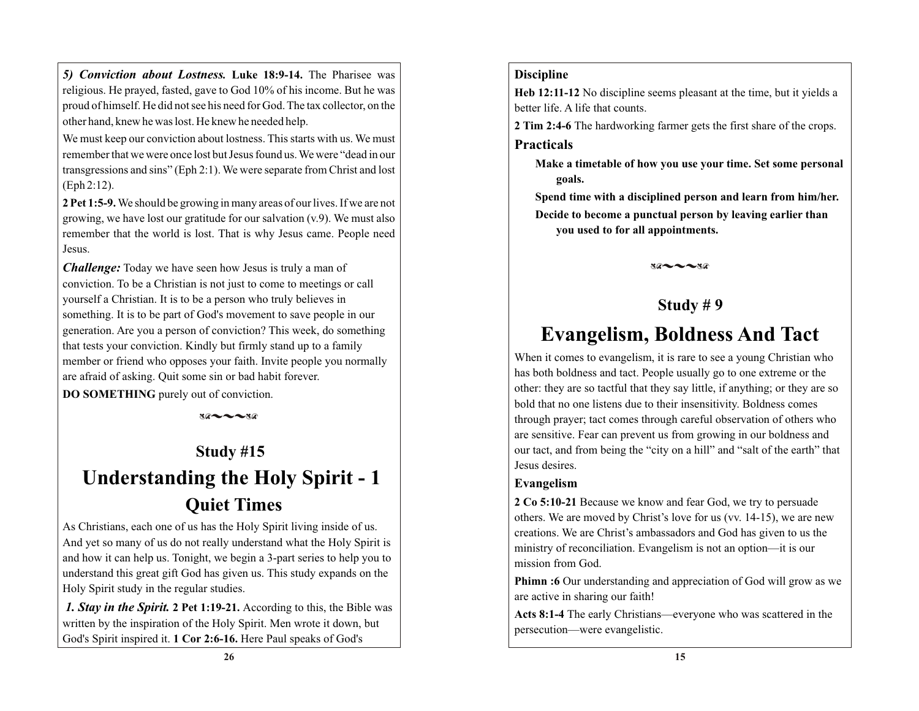***5) Conviction about Lostness.*** **Luke 18:9-14.** The Pharisee was religious. He prayed, fasted, gave to God 10% of his income. But he was proud of himself. He did not see his need for God. The tax collector, on the other hand, knew he was lost. He knew he needed help.

We must keep our conviction about lostness. This starts with us. We must remember that we were once lost but Jesus found us. We were "dead in our transgressions and sins" (Eph 2:1). We were separate from Christ and lost (Eph 2:12).

**2 Pet 1:5-9.** We should be growing in many areas of our lives. If we are not growing, we have lost our gratitude for our salvation (v.9). We must also remember that the world is lost. That is why Jesus came. People need Jesus.

***Challenge:*** Today we have seen how Jesus is truly a man of conviction. To be a Christian is not just to come to meetings or call yourself a Christian. It is to be a person who truly believes in something. It is to be part of God's movement to save people in our generation. Are you a person of conviction? This week, do something that tests your conviction. Kindly but firmly stand up to a family member or friend who opposes your faith. Invite people you normally are afraid of asking. Quit some sin or bad habit forever.

**DO SOMETHING** purely out of conviction.

## Study #15

# Understanding the Holy Spirit - 1

## Quiet Times

As Christians, each one of us has the Holy Spirit living inside of us. And yet so many of us do not really understand what the Holy Spirit is and how it can help us. Tonight, we begin a 3-part series to help you to understand this great gift God has given us. This study expands on the Holy Spirit study in the regular studies.

***1. Stay in the Spirit.*** **2 Pet 1:19-21.** According to this, the Bible was written by the inspiration of the Holy Spirit. Men wrote it down, but God's Spirit inspired it. **1 Cor 2:6-16.** Here Paul speaks of God's

### Discipline

**Heb 12:11-12** No discipline seems pleasant at the time, but it yields a better life. A life that counts.

**2 Tim 2:4-6** The hardworking farmer gets the first share of the crops.

### Practicals

- **Make a timetable of how you use your time. Set some personal goals.**
- **Spend time with a disciplined person and learn from him/her.**
- **Decide to become a punctual person by leaving earlier than you used to for all appointments.**

## Study # 9

# Evangelism, Boldness And Tact

When it comes to evangelism, it is rare to see a young Christian who has both boldness and tact. People usually go to one extreme or the other: they are so tactful that they say little, if anything; or they are so bold that no one listens due to their insensitivity. Boldness comes through prayer; tact comes through careful observation of others who are sensitive. Fear can prevent us from growing in our boldness and our tact, and from being the "city on a hill" and "salt of the earth" that Jesus desires.

### Evangelism

**2 Co 5:10-21** Because we know and fear God, we try to persuade others. We are moved by Christ's love for us (vv. 14-15), we are new creations. We are Christ's ambassadors and God has given to us the ministry of reconciliation. Evangelism is not an option—it is our mission from God.

**Phimn :6** Our understanding and appreciation of God will grow as we are active in sharing our faith!

**Acts 8:1-4** The early Christians—everyone who was scattered in the persecution—were evangelistic.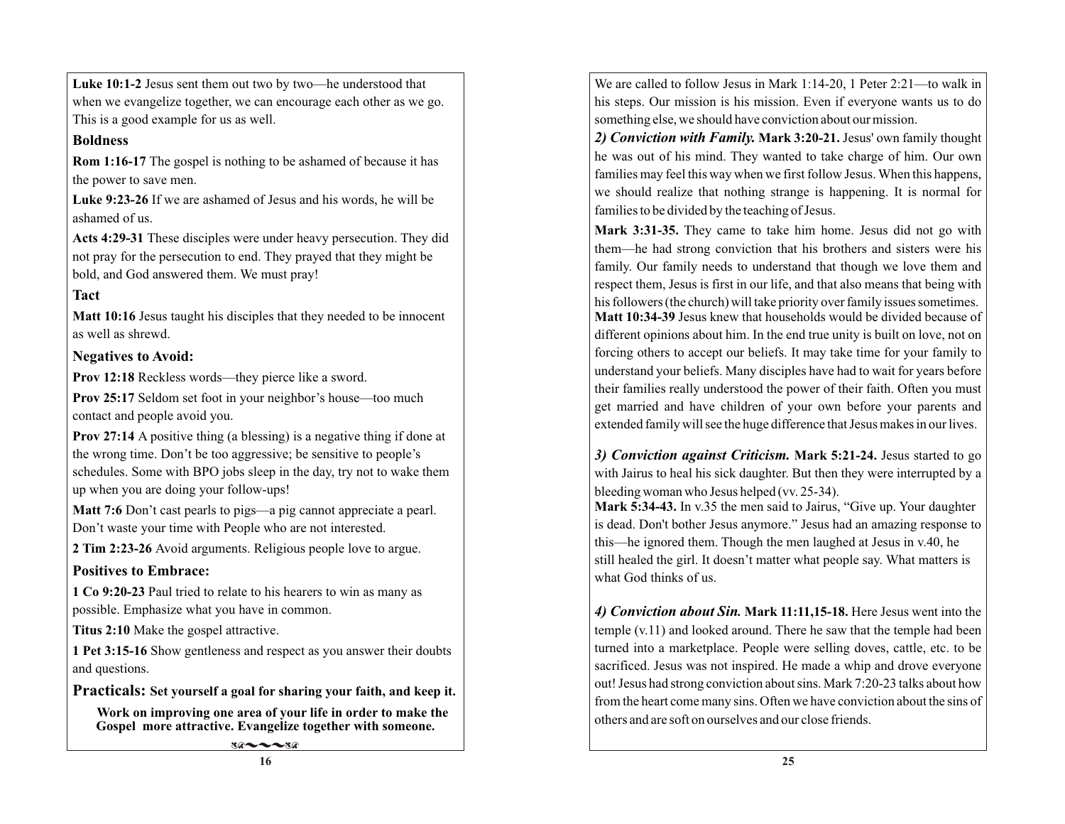**Luke 10:1-2** Jesus sent them out two by two—he understood that when we evangelize together, we can encourage each other as we go. This is a good example for us as well.

### Boldness

**Rom 1:16-17** The gospel is nothing to be ashamed of because it has the power to save men.

**Luke 9:23-26** If we are ashamed of Jesus and his words, he will be ashamed of us.

**Acts 4:29-31** These disciples were under heavy persecution. They did not pray for the persecution to end. They prayed that they might be bold, and God answered them. We must pray!

### Tact

**Matt 10:16** Jesus taught his disciples that they needed to be innocent as well as shrewd.

### Negatives to Avoid:

**Prov 12:18** Reckless words—they pierce like a sword.

**Prov 25:17** Seldom set foot in your neighbor's house—too much contact and people avoid you.

**Prov 27:14** A positive thing (a blessing) is a negative thing if done at the wrong time. Don't be too aggressive; be sensitive to people's schedules. Some with BPO jobs sleep in the day, try not to wake them up when you are doing your follow-ups!

**Matt 7:6** Don't cast pearls to pigs—a pig cannot appreciate a pearl. Don't waste your time with People who are not interested.

**2 Tim 2:23-26** Avoid arguments. Religious people love to argue.

### Positives to Embrace:

**1 Co 9:20-23** Paul tried to relate to his hearers to win as many as possible. Emphasize what you have in common.

**Titus 2:10** Make the gospel attractive.

**1 Pet 3:15-16** Show gentleness and respect as you answer their doubts and questions.

**Practicals: Set yourself a goal for sharing your faith, and keep it.**

**Work on improving one area of your life in order to make the Gospel more attractive. Evangelize together with someone.**

---

We are called to follow Jesus in Mark 1:14-20, 1 Peter 2:21—to walk in his steps. Our mission is his mission. Even if everyone wants us to do something else, we should have conviction about our mission.

***2) Conviction with Family.*** **Mark 3:20-21.** Jesus' own family thought he was out of his mind. They wanted to take charge of him. Our own families may feel this way when we first follow Jesus. When this happens, we should realize that nothing strange is happening. It is normal for families to be divided by the teaching of Jesus.

**Mark 3:31-35.** They came to take him home. Jesus did not go with them—he had strong conviction that his brothers and sisters were his family. Our family needs to understand that though we love them and respect them, Jesus is first in our life, and that also means that being with his followers (the church) will take priority over family issues sometimes.

**Matt 10:34-39** Jesus knew that households would be divided because of different opinions about him. In the end true unity is built on love, not on forcing others to accept our beliefs. It may take time for your family to understand your beliefs. Many disciples have had to wait for years before their families really understood the power of their faith. Often you must get married and have children of your own before your parents and extended family will see the huge difference that Jesus makes in our lives.

***3) Conviction against Criticism.*** **Mark 5:21-24.** Jesus started to go with Jairus to heal his sick daughter. But then they were interrupted by a bleeding woman who Jesus helped (vv. 25-34).

**Mark 5:34-43.** In v.35 the men said to Jairus, "Give up. Your daughter is dead. Don't bother Jesus anymore." Jesus had an amazing response to this—he ignored them. Though the men laughed at Jesus in v.40, he still healed the girl. It doesn't matter what people say. What matters is what God thinks of us.

***4) Conviction about Sin.*** **Mark 11:11,15-18.** Here Jesus went into the temple (v.11) and looked around. There he saw that the temple had been turned into a marketplace. People were selling doves, cattle, etc. to be sacrificed. Jesus was not inspired. He made a whip and drove everyone out! Jesus had strong conviction about sins. Mark 7:20-23 talks about how from the heart come many sins. Often we have conviction about the sins of others and are soft on ourselves and our close friends.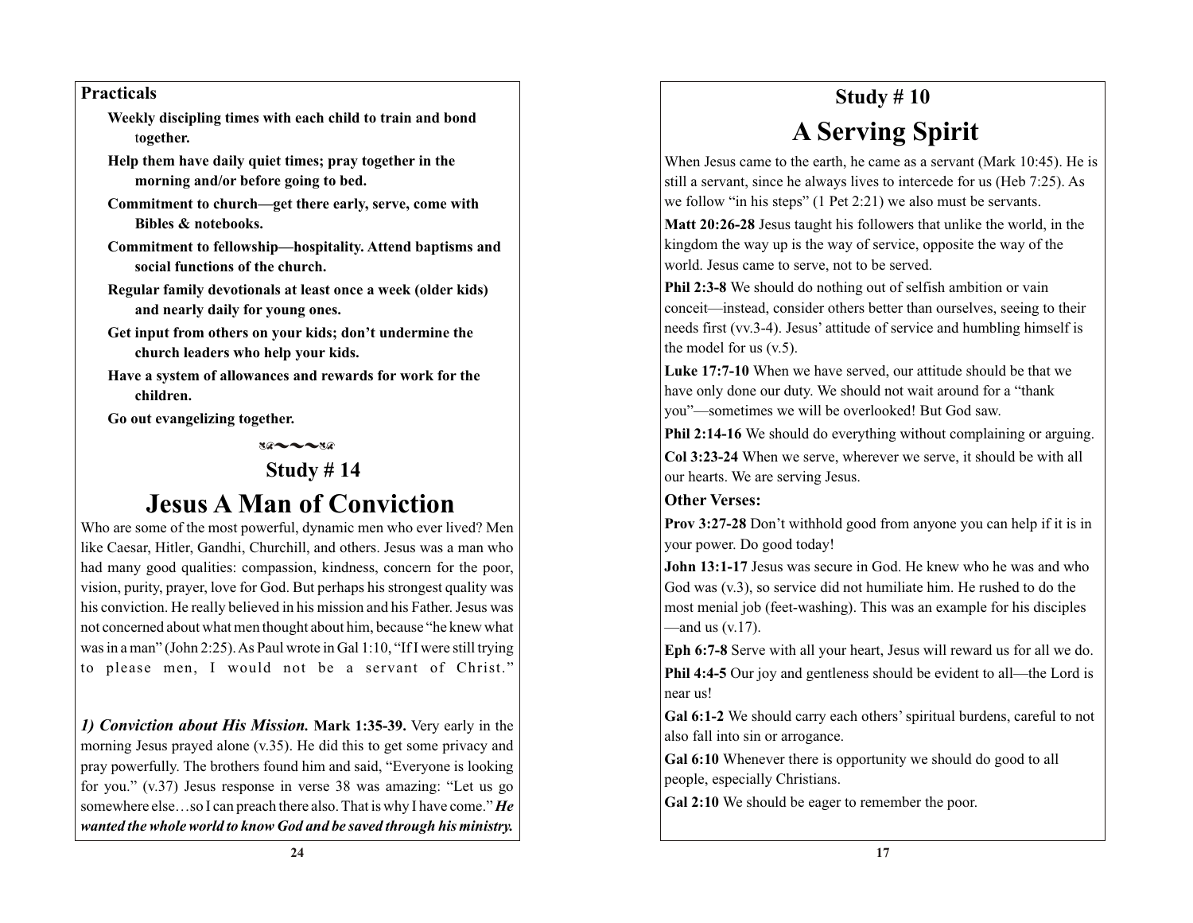**Practicals**

**Weekly discipling times with each child to train and bond together.**

**Help them have daily quiet times; pray together in the morning and/or before going to bed.**

**Commitment to church—get there early, serve, come with Bibles & notebooks.**

**Commitment to fellowship—hospitality. Attend baptisms and social functions of the church.**

**Regular family devotionals at least once a week (older kids) and nearly daily for young ones.**

**Get input from others on your kids; don't undermine the church leaders who help your kids.**

**Have a system of allowances and rewards for work for the children.**

**Go out evangelizing together.**

## Study # 14

# Jesus A Man of Conviction

Who are some of the most powerful, dynamic men who ever lived? Men like Caesar, Hitler, Gandhi, Churchill, and others. Jesus was a man who had many good qualities: compassion, kindness, concern for the poor, vision, purity, prayer, love for God. But perhaps his strongest quality was his conviction. He really believed in his mission and his Father. Jesus was not concerned about what men thought about him, because "he knew what was in a man" (John 2:25). As Paul wrote in Gal 1:10, "If I were still trying to please men, I would not be a servant of Christ."

***1) Conviction about His Mission.*** **Mark 1:35-39.** Very early in the morning Jesus prayed alone (v.35). He did this to get some privacy and pray powerfully. The brothers found him and said, "Everyone is looking for you." (v.37) Jesus response in verse 38 was amazing: "Let us go somewhere else…so I can preach there also. That is why I have come." ***He wanted the whole world to know God and be saved through his ministry.***

## Study # 10

# A Serving Spirit

When Jesus came to the earth, he came as a servant (Mark 10:45). He is still a servant, since he always lives to intercede for us (Heb 7:25). As we follow "in his steps" (1 Pet 2:21) we also must be servants.

**Matt 20:26-28** Jesus taught his followers that unlike the world, in the kingdom the way up is the way of service, opposite the way of the world. Jesus came to serve, not to be served.

**Phil 2:3-8** We should do nothing out of selfish ambition or vain conceit—instead, consider others better than ourselves, seeing to their needs first (vv.3-4). Jesus' attitude of service and humbling himself is the model for us (v.5).

**Luke 17:7-10** When we have served, our attitude should be that we have only done our duty. We should not wait around for a "thank you"—sometimes we will be overlooked! But God saw.

**Phil 2:14-16** We should do everything without complaining or arguing.

**Col 3:23-24** When we serve, wherever we serve, it should be with all our hearts. We are serving Jesus.

**Other Verses:**

**Prov 3:27-28** Don't withhold good from anyone you can help if it is in your power. Do good today!

**John 13:1-17** Jesus was secure in God. He knew who he was and who God was (v.3), so service did not humiliate him. He rushed to do the most menial job (feet-washing). This was an example for his disciples —and us (v.17).

**Eph 6:7-8** Serve with all your heart, Jesus will reward us for all we do.

**Phil 4:4-5** Our joy and gentleness should be evident to all—the Lord is near us!

**Gal 6:1-2** We should carry each others' spiritual burdens, careful to not also fall into sin or arrogance.

**Gal 6:10** Whenever there is opportunity we should do good to all people, especially Christians.

**Gal 2:10** We should be eager to remember the poor.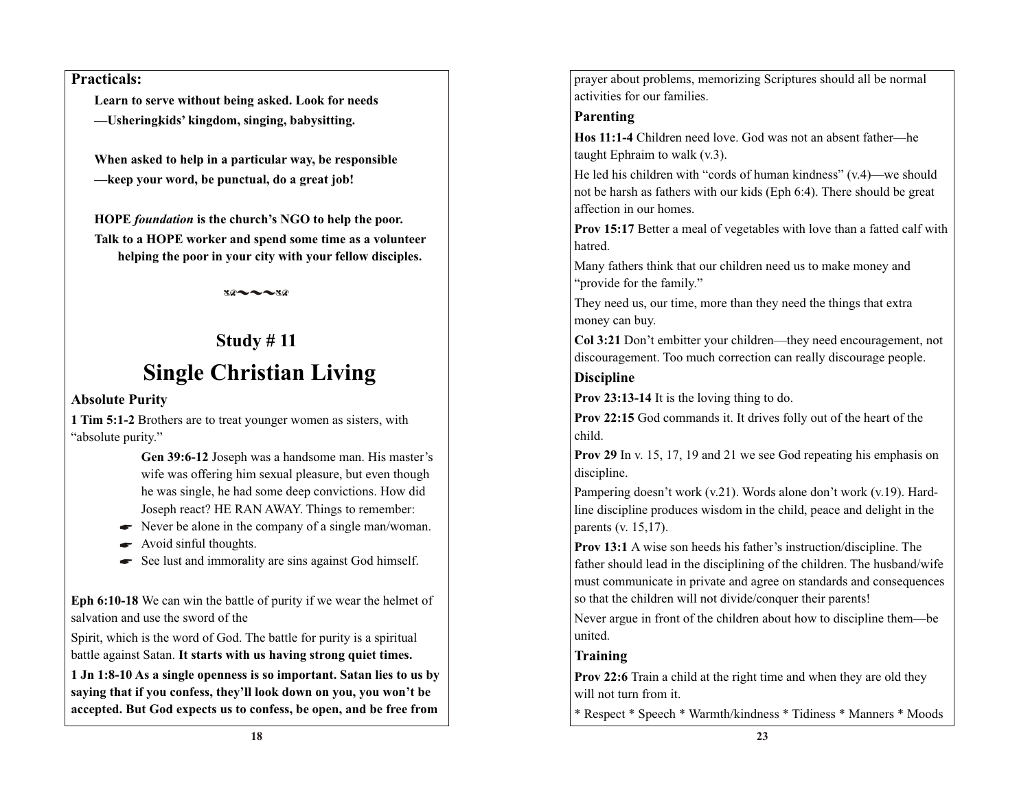**Practicals:**

**Learn to serve without being asked. Look for needs —Usheringkids' kingdom, singing, babysitting.**

**When asked to help in a particular way, be responsible —keep your word, be punctual, do a great job!**

**HOPE *foundation* is the church's NGO to help the poor.**
**Talk to a HOPE worker and spend some time as a volunteer helping the poor in your city with your fellow disciples.**

~~~

## Study # 11

# Single Christian Living

### Absolute Purity

**1 Tim 5:1-2** Brothers are to treat younger women as sisters, with "absolute purity."

**Gen 39:6-12** Joseph was a handsome man. His master's wife was offering him sexual pleasure, but even though he was single, he had some deep convictions. How did Joseph react? HE RAN AWAY. Things to remember:

- Never be alone in the company of a single man/woman.
- Avoid sinful thoughts.
- See lust and immorality are sins against God himself.

**Eph 6:10-18** We can win the battle of purity if we wear the helmet of salvation and use the sword of the

Spirit, which is the word of God. The battle for purity is a spiritual battle against Satan. **It starts with us having strong quiet times.**

**1 Jn 1:8-10 As a single openness is so important. Satan lies to us by saying that if you confess, they'll look down on you, you won't be accepted. But God expects us to confess, be open, and be free from**

prayer about problems, memorizing Scriptures should all be normal activities for our families.

### Parenting

**Hos 11:1-4** Children need love. God was not an absent father—he taught Ephraim to walk (v.3).

He led his children with "cords of human kindness" (v.4)—we should not be harsh as fathers with our kids (Eph 6:4). There should be great affection in our homes.

**Prov 15:17** Better a meal of vegetables with love than a fatted calf with hatred.

Many fathers think that our children need us to make money and "provide for the family."

They need us, our time, more than they need the things that extra money can buy.

**Col 3:21** Don't embitter your children—they need encouragement, not discouragement. Too much correction can really discourage people.

### Discipline

**Prov 23:13-14** It is the loving thing to do.

**Prov 22:15** God commands it. It drives folly out of the heart of the child.

**Prov 29** In v. 15, 17, 19 and 21 we see God repeating his emphasis on discipline.

Pampering doesn't work (v.21). Words alone don't work (v.19). Hard-line discipline produces wisdom in the child, peace and delight in the parents (v. 15,17).

**Prov 13:1** A wise son heeds his father's instruction/discipline. The father should lead in the disciplining of the children. The husband/wife must communicate in private and agree on standards and consequences so that the children will not divide/conquer their parents!

Never argue in front of the children about how to discipline them—be united.

### Training

**Prov 22:6** Train a child at the right time and when they are old they will not turn from it.

* Respect * Speech * Warmth/kindness * Tidiness * Manners * Moods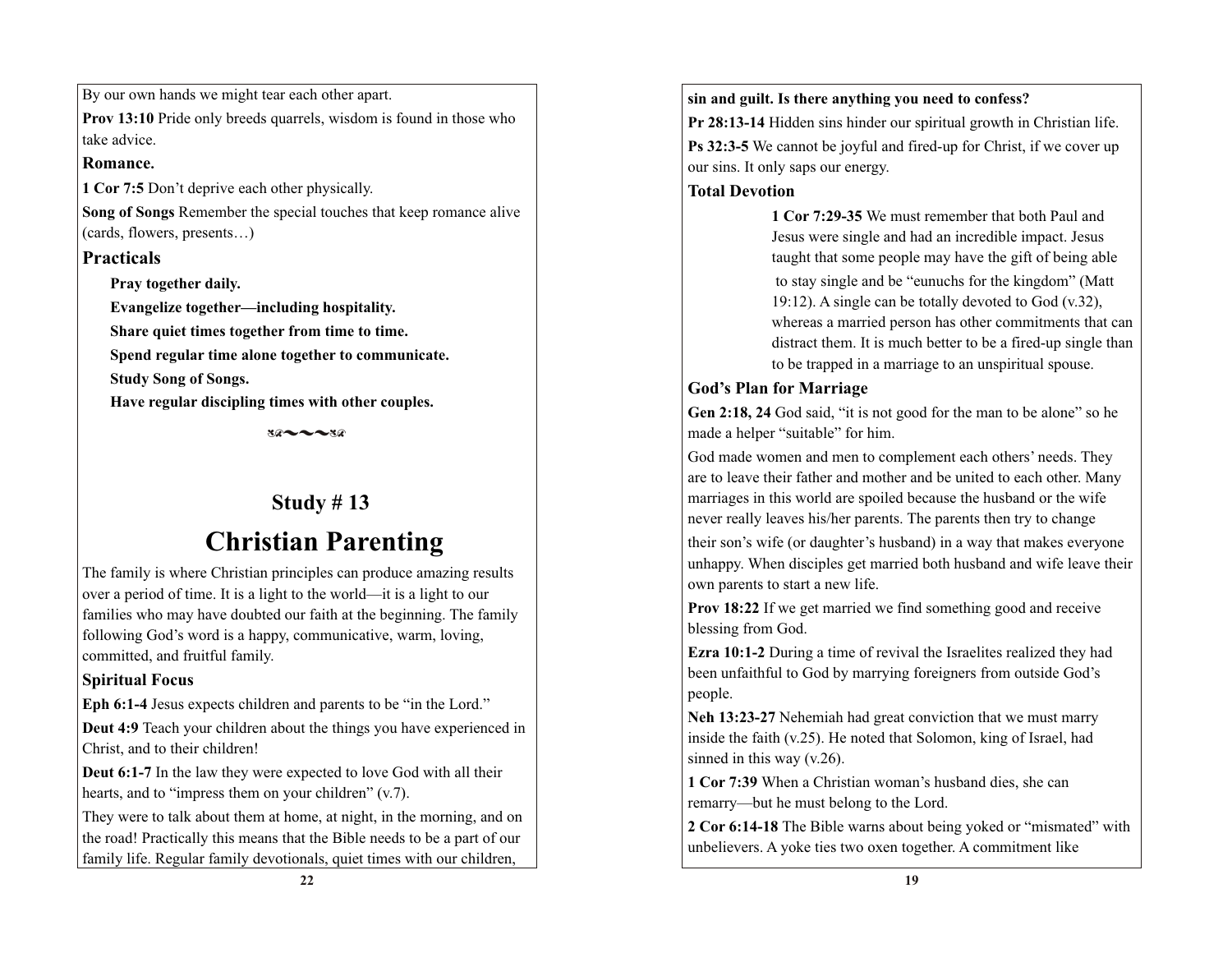By our own hands we might tear each other apart.

**Prov 13:10** Pride only breeds quarrels, wisdom is found in those who take advice.

### Romance.

**1 Cor 7:5** Don't deprive each other physically.

**Song of Songs** Remember the special touches that keep romance alive (cards, flowers, presents…)

### Practicals

**Pray together daily.**

**Evangelize together—including hospitality.**

**Share quiet times together from time to time.**

**Spend regular time alone together to communicate.**

**Study Song of Songs.**

**Have regular discipling times with other couples.**

## Study # 13

# Christian Parenting

The family is where Christian principles can produce amazing results over a period of time. It is a light to the world—it is a light to our families who may have doubted our faith at the beginning. The family following God's word is a happy, communicative, warm, loving, committed, and fruitful family.

### Spiritual Focus

**Eph 6:1-4** Jesus expects children and parents to be "in the Lord."

**Deut 4:9** Teach your children about the things you have experienced in Christ, and to their children!

**Deut 6:1-7** In the law they were expected to love God with all their hearts, and to "impress them on your children" (v.7).

They were to talk about them at home, at night, in the morning, and on the road! Practically this means that the Bible needs to be a part of our family life. Regular family devotionals, quiet times with our children,

**sin and guilt. Is there anything you need to confess?**

**Pr 28:13-14** Hidden sins hinder our spiritual growth in Christian life.

**Ps 32:3-5** We cannot be joyful and fired-up for Christ, if we cover up our sins. It only saps our energy.

### Total Devotion

**1 Cor 7:29-35** We must remember that both Paul and Jesus were single and had an incredible impact. Jesus taught that some people may have the gift of being able to stay single and be "eunuchs for the kingdom" (Matt 19:12). A single can be totally devoted to God (v.32), whereas a married person has other commitments that can distract them. It is much better to be a fired-up single than to be trapped in a marriage to an unspiritual spouse.

### God's Plan for Marriage

**Gen 2:18, 24** God said, "it is not good for the man to be alone" so he made a helper "suitable" for him.

God made women and men to complement each others' needs. They are to leave their father and mother and be united to each other. Many marriages in this world are spoiled because the husband or the wife never really leaves his/her parents. The parents then try to change their son's wife (or daughter's husband) in a way that makes everyone unhappy. When disciples get married both husband and wife leave their own parents to start a new life.

**Prov 18:22** If we get married we find something good and receive blessing from God.

**Ezra 10:1-2** During a time of revival the Israelites realized they had been unfaithful to God by marrying foreigners from outside God's people.

**Neh 13:23-27** Nehemiah had great conviction that we must marry inside the faith (v.25). He noted that Solomon, king of Israel, had sinned in this way (v.26).

**1 Cor 7:39** When a Christian woman's husband dies, she can remarry—but he must belong to the Lord.

**2 Cor 6:14-18** The Bible warns about being yoked or "mismated" with unbelievers. A yoke ties two oxen together. A commitment like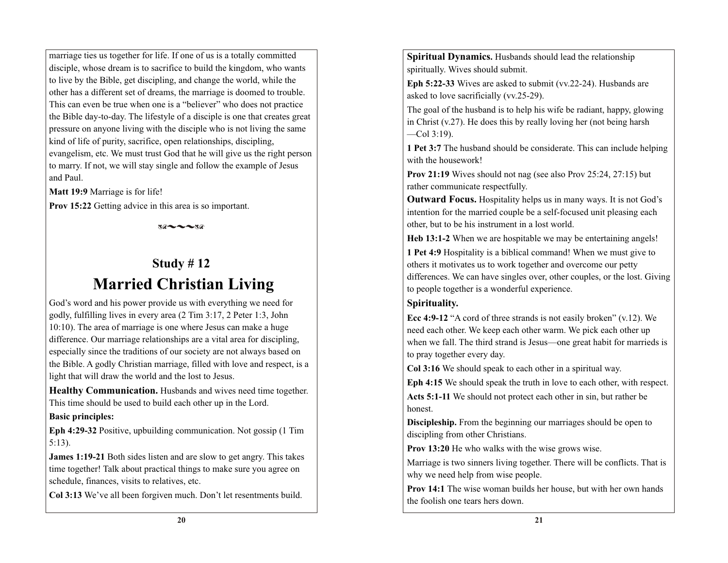marriage ties us together for life. If one of us is a totally committed disciple, whose dream is to sacrifice to build the kingdom, who wants to live by the Bible, get discipling, and change the world, while the other has a different set of dreams, the marriage is doomed to trouble. This can even be true when one is a "believer" who does not practice the Bible day-to-day. The lifestyle of a disciple is one that creates great pressure on anyone living with the disciple who is not living the same kind of life of purity, sacrifice, open relationships, discipling, evangelism, etc. We must trust God that he will give us the right person to marry. If not, we will stay single and follow the example of Jesus and Paul.

**Matt 19:9** Marriage is for life!

**Prov 15:22** Getting advice in this area is so important.

## Study # 12

# Married Christian Living

God's word and his power provide us with everything we need for godly, fulfilling lives in every area (2 Tim 3:17, 2 Peter 1:3, John 10:10). The area of marriage is one where Jesus can make a huge difference. Our marriage relationships are a vital area for discipling, especially since the traditions of our society are not always based on the Bible. A godly Christian marriage, filled with love and respect, is a light that will draw the world and the lost to Jesus.

**Healthy Communication.** Husbands and wives need time together. This time should be used to build each other up in the Lord.

**Basic principles:**

**Eph 4:29-32** Positive, upbuilding communication. Not gossip (1 Tim 5:13).

**James 1:19-21** Both sides listen and are slow to get angry. This takes time together! Talk about practical things to make sure you agree on schedule, finances, visits to relatives, etc.

**Col 3:13** We've all been forgiven much. Don't let resentments build.

**Spiritual Dynamics.** Husbands should lead the relationship spiritually. Wives should submit.

**Eph 5:22-33** Wives are asked to submit (vv.22-24). Husbands are asked to love sacrificially (vv.25-29).

The goal of the husband is to help his wife be radiant, happy, glowing in Christ (v.27). He does this by really loving her (not being harsh —Col 3:19).

**1 Pet 3:7** The husband should be considerate. This can include helping with the housework!

**Prov 21:19** Wives should not nag (see also Prov 25:24, 27:15) but rather communicate respectfully.

**Outward Focus.** Hospitality helps us in many ways. It is not God's intention for the married couple be a self-focused unit pleasing each other, but to be his instrument in a lost world.

**Heb 13:1-2** When we are hospitable we may be entertaining angels!

**1 Pet 4:9** Hospitality is a biblical command! When we must give to others it motivates us to work together and overcome our petty differences. We can have singles over, other couples, or the lost. Giving to people together is a wonderful experience.

**Spirituality.**

**Ecc 4:9-12** "A cord of three strands is not easily broken" (v.12). We need each other. We keep each other warm. We pick each other up when we fall. The third strand is Jesus—one great habit for marrieds is to pray together every day.

**Col 3:16** We should speak to each other in a spiritual way.

**Eph 4:15** We should speak the truth in love to each other, with respect.

**Acts 5:1-11** We should not protect each other in sin, but rather be honest.

**Discipleship.** From the beginning our marriages should be open to discipling from other Christians.

**Prov 13:20** He who walks with the wise grows wise.

Marriage is two sinners living together. There will be conflicts. That is why we need help from wise people.

**Prov 14:1** The wise woman builds her house, but with her own hands the foolish one tears hers down.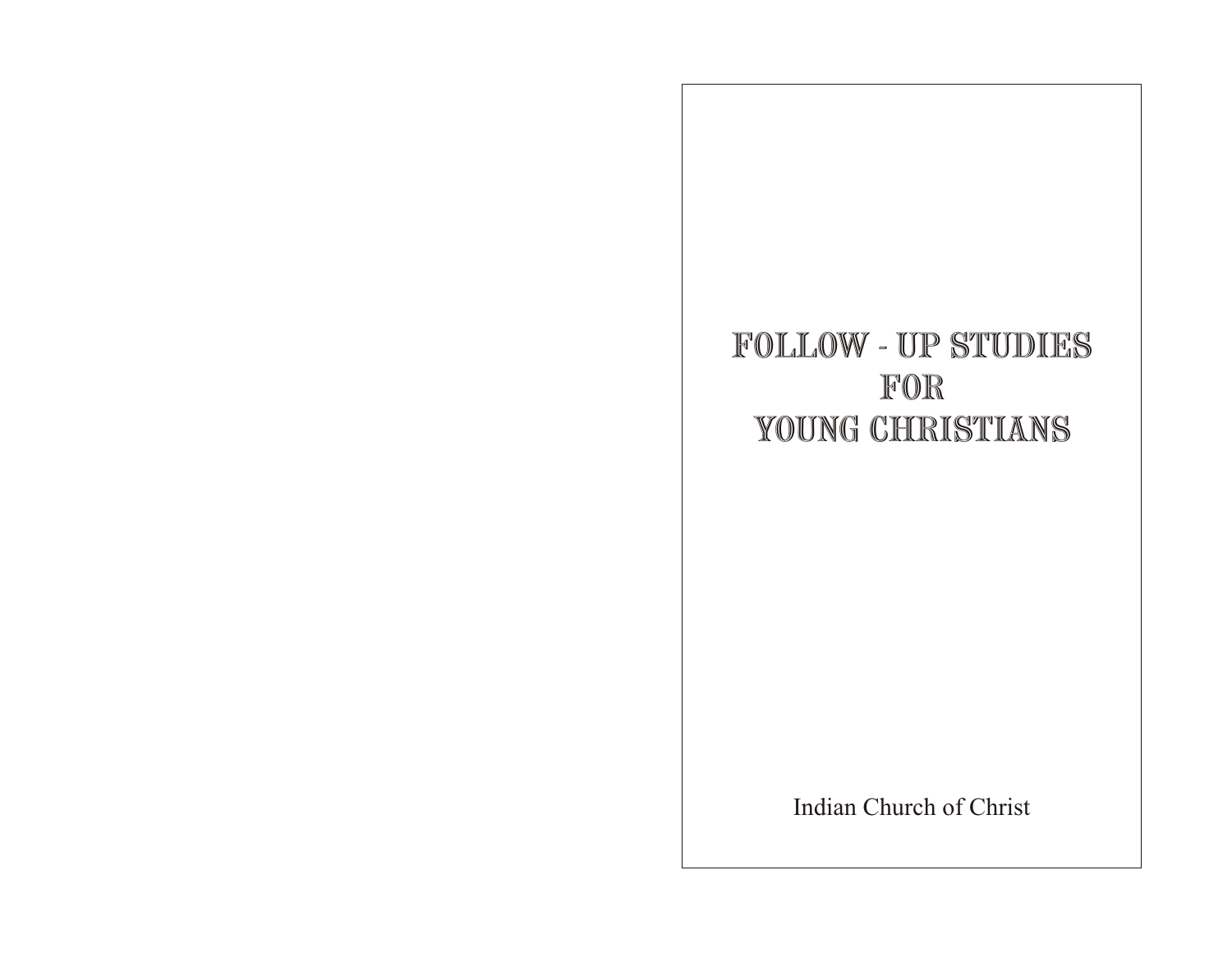# FOLLOW - UP STUDIES FOR YOUNG CHRISTIANS

Indian Church of Christ